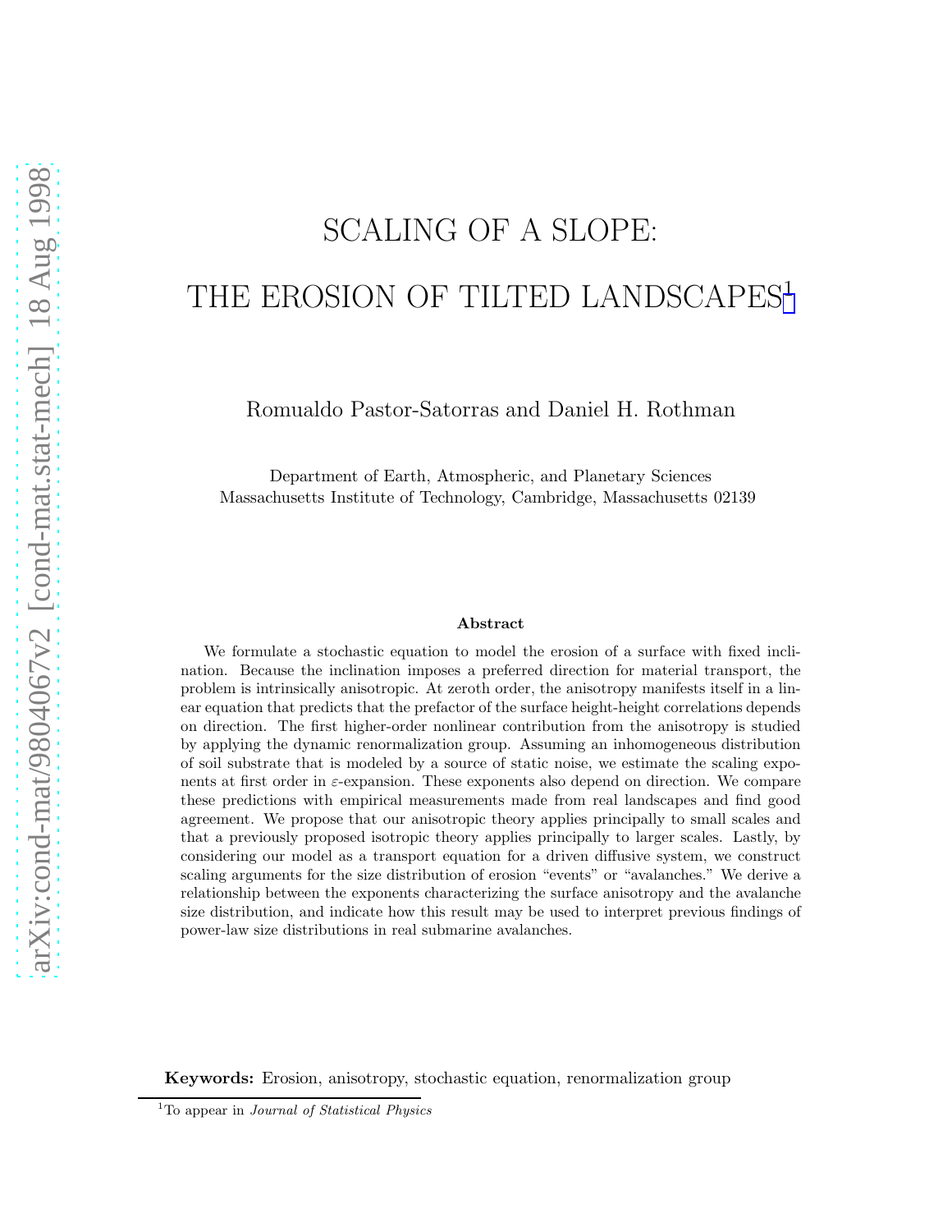# SCALING OF A SLOPE:

# THE EROSION OF TILTED LANDSCAPES[1]

Romualdo Pastor-Satorras and Daniel H. Rothman

Department of Earth, Atmospheric, and Planetary Sciences
Massachusetts Institute of Technology, Cambridge, Massachusetts 02139

### Abstract

We formulate a stochastic equation to model the erosion of a surface with fixed inclination. Because the inclination imposes a preferred direction for material transport, the problem is intrinsically anisotropic. At zeroth order, the anisotropy manifests itself in a linear equation that predicts that the prefactor of the surface height-height correlations depends on direction. The first higher-order nonlinear contribution from the anisotropy is studied by applying the dynamic renormalization group. Assuming an inhomogeneous distribution of soil substrate that is modeled by a source of static noise, we estimate the scaling exponents at first order in $\varepsilon$-expansion. These exponents also depend on direction. We compare these predictions with empirical measurements made from real landscapes and find good agreement. We propose that our anisotropic theory applies principally to small scales and that a previously proposed isotropic theory applies principally to larger scales. Lastly, by considering our model as a transport equation for a driven diffusive system, we construct scaling arguments for the size distribution of erosion "events" or "avalanches." We derive a relationship between the exponents characterizing the surface anisotropy and the avalanche size distribution, and indicate how this result may be used to interpret previous findings of power-law size distributions in real submarine avalanches.

**Keywords:** Erosion, anisotropy, stochastic equation, renormalization group

[1] To appear in *Journal of Statistical Physics*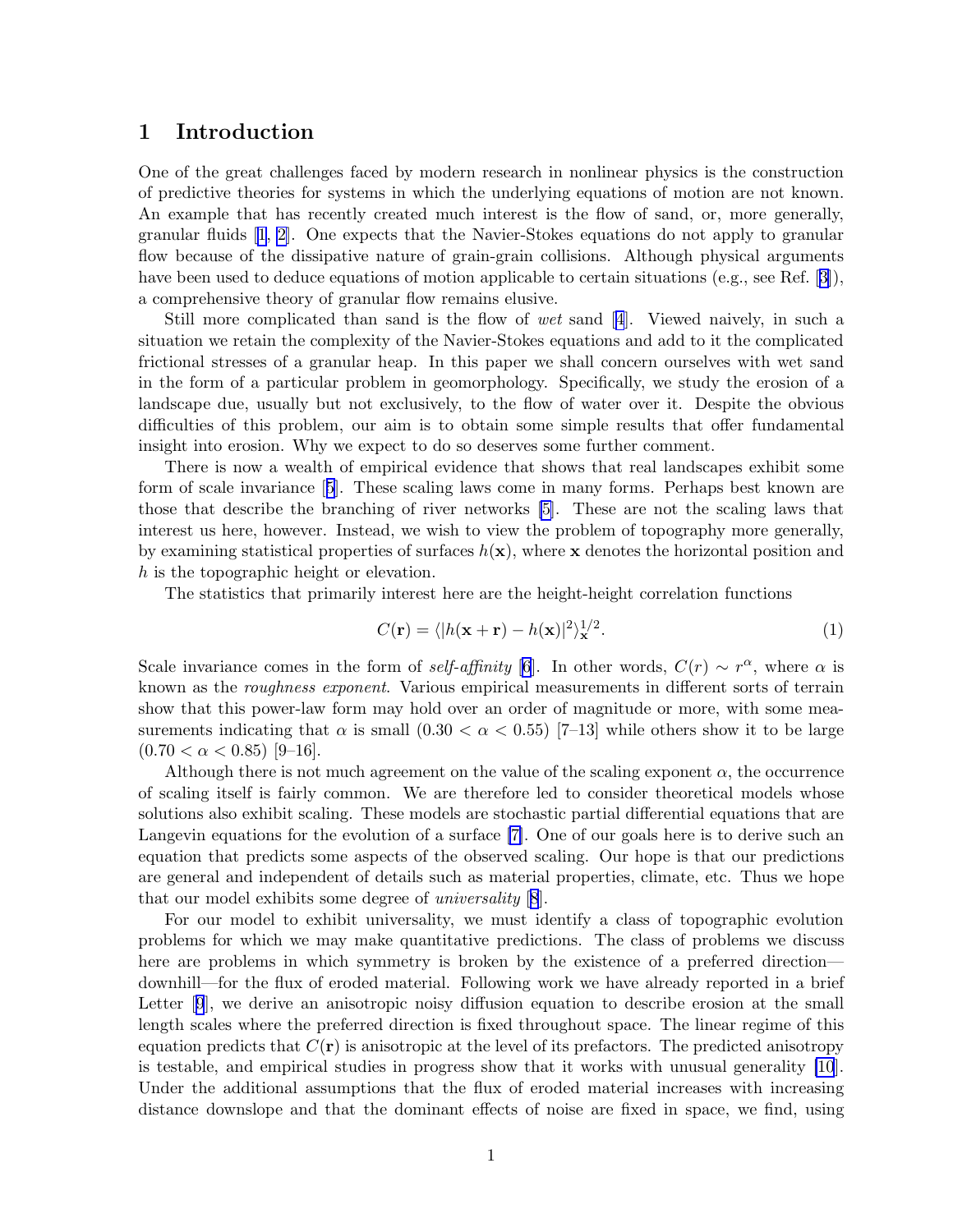## 1 Introduction

One of the great challenges faced by modern research in nonlinear physics is the construction of predictive theories for systems in which the underlying equations of motion are not known. An example that has recently created much interest is the flow of sand, or, more generally, granular fluids [1, 2]. One expects that the Navier-Stokes equations do not apply to granular flow because of the dissipative nature of grain-grain collisions. Although physical arguments have been used to deduce equations of motion applicable to certain situations (e.g., see Ref. [3]), a comprehensive theory of granular flow remains elusive.

Still more complicated than sand is the flow of *wet* sand [4]. Viewed naively, in such a situation we retain the complexity of the Navier-Stokes equations and add to it the complicated frictional stresses of a granular heap. In this paper we shall concern ourselves with wet sand in the form of a particular problem in geomorphology. Specifically, we study the erosion of a landscape due, usually but not exclusively, to the flow of water over it. Despite the obvious difficulties of this problem, our aim is to obtain some simple results that offer fundamental insight into erosion. Why we expect to do so deserves some further comment.

There is now a wealth of empirical evidence that shows that real landscapes exhibit some form of scale invariance [5]. These scaling laws come in many forms. Perhaps best known are those that describe the branching of river networks [5]. These are not the scaling laws that interest us here, however. Instead, we wish to view the problem of topography more generally, by examining statistical properties of surfaces $h(\mathbf{x})$, where $\mathbf{x}$ denotes the horizontal position and $h$ is the topographic height or elevation.

The statistics that primarily interest here are the height-height correlation functions

$$C(\mathbf{r}) = \langle |h(\mathbf{x} + \mathbf{r}) - h(\mathbf{x})|^2 \rangle_{\mathbf{x}}^{1/2}. \tag{1}$$

Scale invariance comes in the form of *self-affinity* [6]. In other words, $C(r) \sim r^{\alpha}$, where $\alpha$ is known as the *roughness exponent*. Various empirical measurements in different sorts of terrain show that this power-law form may hold over an order of magnitude or more, with some measurements indicating that $\alpha$ is small $(0.30 < \alpha < 0.55)$ [7–13] while others show it to be large $(0.70 < \alpha < 0.85)$ [9–16].

Although there is not much agreement on the value of the scaling exponent $\alpha$, the occurrence of scaling itself is fairly common. We are therefore led to consider theoretical models whose solutions also exhibit scaling. These models are stochastic partial differential equations that are Langevin equations for the evolution of a surface [7]. One of our goals here is to derive such an equation that predicts some aspects of the observed scaling. Our hope is that our predictions are general and independent of details such as material properties, climate, etc. Thus we hope that our model exhibits some degree of *universality* [8].

For our model to exhibit universality, we must identify a class of topographic evolution problems for which we may make quantitative predictions. The class of problems we discuss here are problems in which symmetry is broken by the existence of a preferred direction—downhill—for the flux of eroded material. Following work we have already reported in a brief Letter [9], we derive an anisotropic noisy diffusion equation to describe erosion at the small length scales where the preferred direction is fixed throughout space. The linear regime of this equation predicts that $C(\mathbf{r})$ is anisotropic at the level of its prefactors. The predicted anisotropy is testable, and empirical studies in progress show that it works with unusual generality [10]. Under the additional assumptions that the flux of eroded material increases with increasing distance downslope and that the dominant effects of noise are fixed in space, we find, using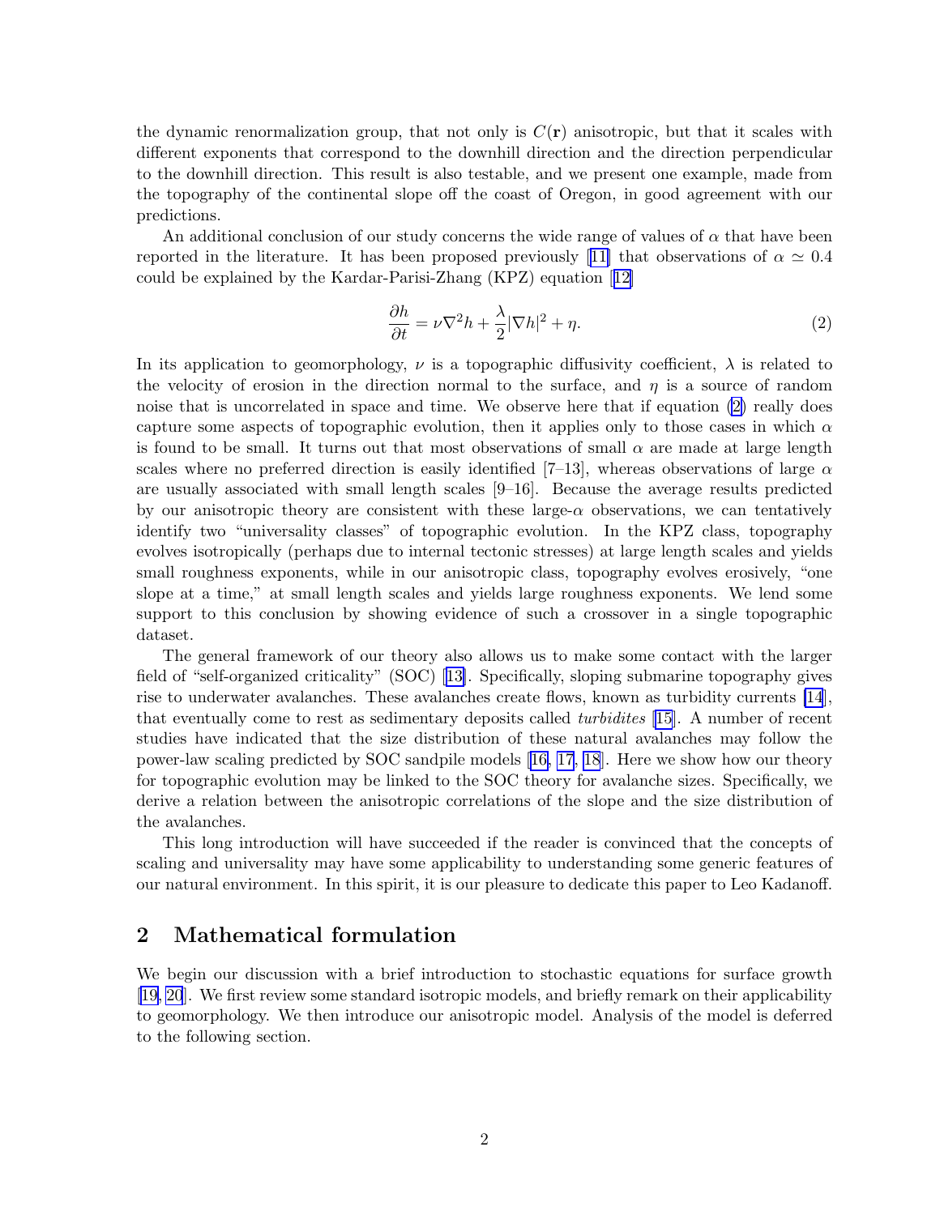the dynamic renormalization group, that not only is $C(\mathbf{r})$ anisotropic, but that it scales with different exponents that correspond to the downhill direction and the direction perpendicular to the downhill direction. This result is also testable, and we present one example, made from the topography of the continental slope off the coast of Oregon, in good agreement with our predictions.

An additional conclusion of our study concerns the wide range of values of $\alpha$ that have been reported in the literature. It has been proposed previously [11] that observations of $\alpha \simeq 0.4$ could be explained by the Kardar-Parisi-Zhang (KPZ) equation [12]

$$\frac{\partial h}{\partial t} = \nu \nabla^2 h + \frac{\lambda}{2} |\nabla h|^2 + \eta. \tag{2}$$

In its application to geomorphology, $\nu$ is a topographic diffusivity coefficient, $\lambda$ is related to the velocity of erosion in the direction normal to the surface, and $\eta$ is a source of random noise that is uncorrelated in space and time. We observe here that if equation (2) really does capture some aspects of topographic evolution, then it applies only to those cases in which $\alpha$ is found to be small. It turns out that most observations of small $\alpha$ are made at large length scales where no preferred direction is easily identified [7–13], whereas observations of large $\alpha$ are usually associated with small length scales [9–16]. Because the average results predicted by our anisotropic theory are consistent with these large-$\alpha$ observations, we can tentatively identify two "universality classes" of topographic evolution. In the KPZ class, topography evolves isotropically (perhaps due to internal tectonic stresses) at large length scales and yields small roughness exponents, while in our anisotropic class, topography evolves erosively, "one slope at a time," at small length scales and yields large roughness exponents. We lend some support to this conclusion by showing evidence of such a crossover in a single topographic dataset.

The general framework of our theory also allows us to make some contact with the larger field of "self-organized criticality" (SOC) [13]. Specifically, sloping submarine topography gives rise to underwater avalanches. These avalanches create flows, known as turbidity currents [14], that eventually come to rest as sedimentary deposits called *turbidites* [15]. A number of recent studies have indicated that the size distribution of these natural avalanches may follow the power-law scaling predicted by SOC sandpile models [16, 17, 18]. Here we show how our theory for topographic evolution may be linked to the SOC theory for avalanche sizes. Specifically, we derive a relation between the anisotropic correlations of the slope and the size distribution of the avalanches.

This long introduction will have succeeded if the reader is convinced that the concepts of scaling and universality may have some applicability to understanding some generic features of our natural environment. In this spirit, it is our pleasure to dedicate this paper to Leo Kadanoff.

## 2 Mathematical formulation

We begin our discussion with a brief introduction to stochastic equations for surface growth [19, 20]. We first review some standard isotropic models, and briefly remark on their applicability to geomorphology. We then introduce our anisotropic model. Analysis of the model is deferred to the following section.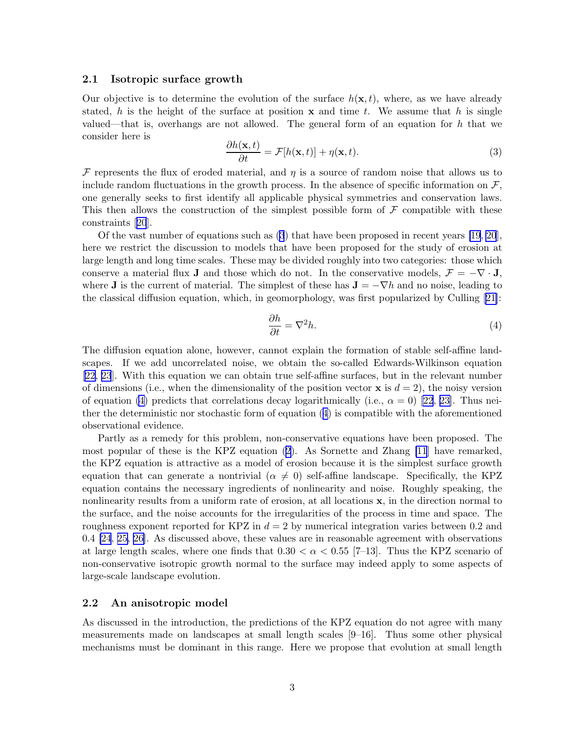### 2.1 Isotropic surface growth

Our objective is to determine the evolution of the surface $h(\mathbf{x}, t)$, where, as we have already stated, $h$ is the height of the surface at position $\mathbf{x}$ and time $t$. We assume that $h$ is single valued—that is, overhangs are not allowed. The general form of an equation for $h$ that we consider here is

$$\frac{\partial h(\mathbf{x}, t)}{\partial t} = \mathcal{F}[h(\mathbf{x}, t)] + \eta(\mathbf{x}, t). \tag{3}$$

$\mathcal{F}$ represents the flux of eroded material, and $\eta$ is a source of random noise that allows us to include random fluctuations in the growth process. In the absence of specific information on $\mathcal{F}$, one generally seeks to first identify all applicable physical symmetries and conservation laws. This then allows the construction of the simplest possible form of $\mathcal{F}$ compatible with these constraints [20].

Of the vast number of equations such as (3) that have been proposed in recent years [19, 20], here we restrict the discussion to models that have been proposed for the study of erosion at large length and long time scales. These may be divided roughly into two categories: those which conserve a material flux $\mathbf{J}$ and those which do not. In the conservative models, $\mathcal{F} = -\nabla \cdot \mathbf{J}$, where $\mathbf{J}$ is the current of material. The simplest of these has $\mathbf{J} = -\nabla h$ and no noise, leading to the classical diffusion equation, which, in geomorphology, was first popularized by Culling [21]:

$$\frac{\partial h}{\partial t} = \nabla^2 h. \tag{4}$$

The diffusion equation alone, however, cannot explain the formation of stable self-affine landscapes. If we add uncorrelated noise, we obtain the so-called Edwards-Wilkinson equation [22, 23]. With this equation we can obtain true self-affine surfaces, but in the relevant number of dimensions (i.e., when the dimensionality of the position vector $\mathbf{x}$ is $d = 2$), the noisy version of equation (4) predicts that correlations decay logarithmically (i.e., $\alpha = 0$) [22, 23]. Thus neither the deterministic nor stochastic form of equation (4) is compatible with the aforementioned observational evidence.

Partly as a remedy for this problem, non-conservative equations have been proposed. The most popular of these is the KPZ equation (2). As Sornette and Zhang [11] have remarked, the KPZ equation is attractive as a model of erosion because it is the simplest surface growth equation that can generate a nontrivial ($\alpha \neq 0$) self-affine landscape. Specifically, the KPZ equation contains the necessary ingredients of nonlinearity and noise. Roughly speaking, the nonlinearity results from a uniform rate of erosion, at all locations $\mathbf{x}$, in the direction normal to the surface, and the noise accounts for the irregularities of the process in time and space. The roughness exponent reported for KPZ in $d = 2$ by numerical integration varies between 0.2 and 0.4 [24, 25, 26]. As discussed above, these values are in reasonable agreement with observations at large length scales, where one finds that $0.30 < \alpha < 0.55$ [7–13]. Thus the KPZ scenario of non-conservative isotropic growth normal to the surface may indeed apply to some aspects of large-scale landscape evolution.

### 2.2 An anisotropic model

As discussed in the introduction, the predictions of the KPZ equation do not agree with many measurements made on landscapes at small length scales [9–16]. Thus some other physical mechanisms must be dominant in this range. Here we propose that evolution at small length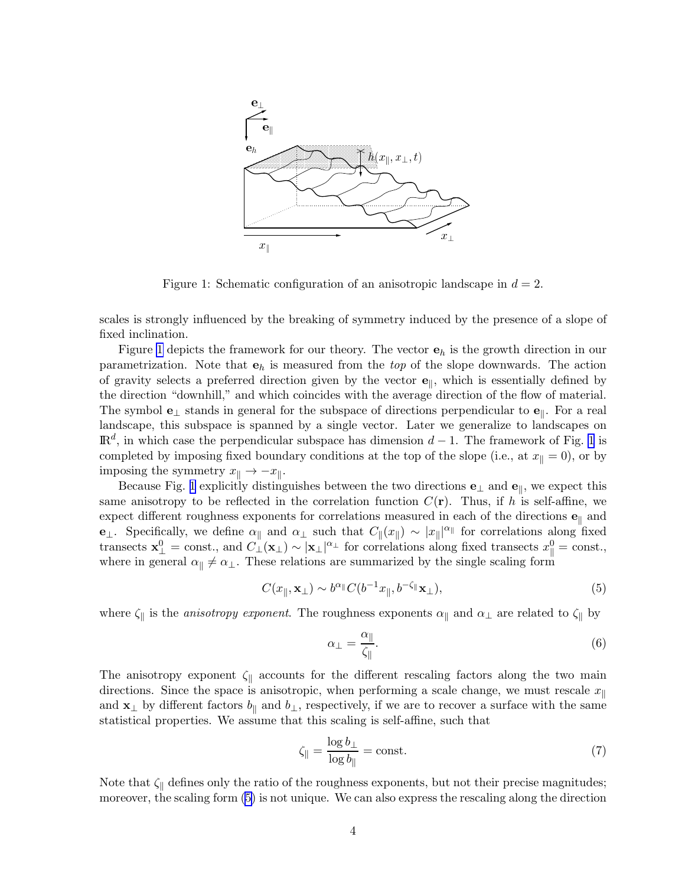Figure 1: Schematic configuration of an anisotropic landscape in $d = 2$.

scales is strongly influenced by the breaking of symmetry induced by the presence of a slope of fixed inclination.

Figure 1 depicts the framework for our theory. The vector $\mathbf{e}_h$ is the growth direction in our parametrization. Note that $\mathbf{e}_h$ is measured from the *top* of the slope downwards. The action of gravity selects a preferred direction given by the vector $\mathbf{e}_\parallel$, which is essentially defined by the direction "downhill," and which coincides with the average direction of the flow of material. The symbol $\mathbf{e}_\perp$ stands in general for the subspace of directions perpendicular to $\mathbf{e}_\parallel$. For a real landscape, this subspace is spanned by a single vector. Later we generalize to landscapes on $\mathbb{R}^d$, in which case the perpendicular subspace has dimension $d-1$. The framework of Fig. 1 is completed by imposing fixed boundary conditions at the top of the slope (i.e., at $x_\parallel = 0$), or by imposing the symmetry $x_\parallel \to -x_\parallel$.

Because Fig. 1 explicitly distinguishes between the two directions $\mathbf{e}_\perp$ and $\mathbf{e}_\parallel$, we expect this same anisotropy to be reflected in the correlation function $C(\mathbf{r})$. Thus, if $h$ is self-affine, we expect different roughness exponents for correlations measured in each of the directions $\mathbf{e}_\parallel$ and $\mathbf{e}_\perp$. Specifically, we define $\alpha_\parallel$ and $\alpha_\perp$ such that $C_\parallel(x_\parallel) \sim |x_\parallel|^{\alpha_\parallel}$ for correlations along fixed transects $\mathbf{x}_\perp^0 = \text{const.}$, and $C_\perp(\mathbf{x}_\perp) \sim |\mathbf{x}_\perp|^{\alpha_\perp}$ for correlations along fixed transects $x_\parallel^0 = \text{const.}$, where in general $\alpha_\parallel \neq \alpha_\perp$. These relations are summarized by the single scaling form

$$C(x_\parallel, \mathbf{x}_\perp) \sim b^{\alpha_\parallel} C(b^{-1} x_\parallel, b^{-\zeta_\parallel} \mathbf{x}_\perp), \tag{5}$$

where $\zeta_\parallel$ is the *anisotropy exponent*. The roughness exponents $\alpha_\parallel$ and $\alpha_\perp$ are related to $\zeta_\parallel$ by

$$\alpha_\perp = \frac{\alpha_\parallel}{\zeta_\parallel}. \tag{6}$$

The anisotropy exponent $\zeta_\parallel$ accounts for the different rescaling factors along the two main directions. Since the space is anisotropic, when performing a scale change, we must rescale $x_\parallel$ and $\mathbf{x}_\perp$ by different factors $b_\parallel$ and $b_\perp$, respectively, if we are to recover a surface with the same statistical properties. We assume that this scaling is self-affine, such that

$$\zeta_\parallel = \frac{\log b_\perp}{\log b_\parallel} = \text{const.} \tag{7}$$

Note that $\zeta_\parallel$ defines only the ratio of the roughness exponents, but not their precise magnitudes; moreover, the scaling form (5) is not unique. We can also express the rescaling along the direction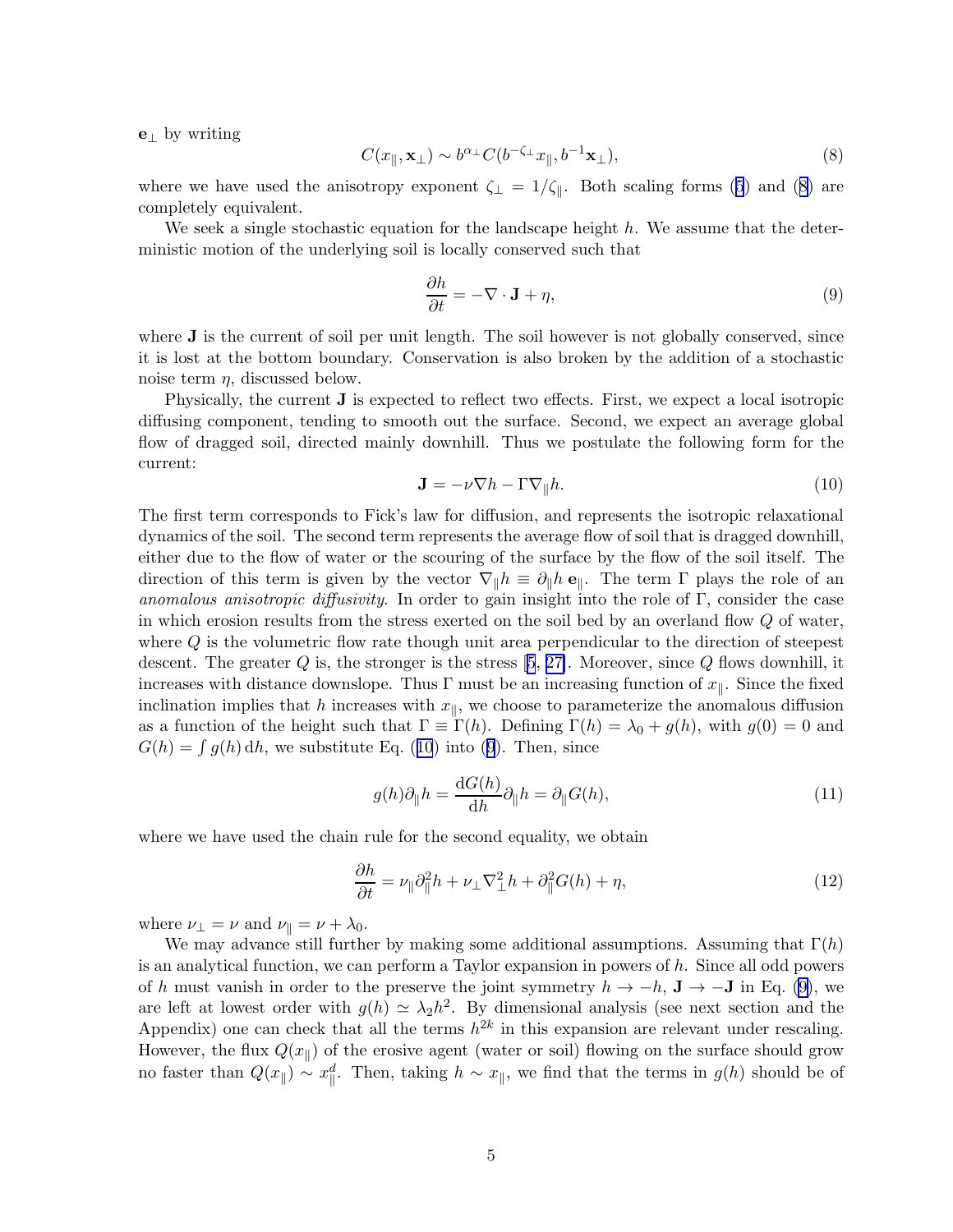$\mathbf{e}_\perp$ by writing

$$C(x_\parallel, \mathbf{x}_\perp) \sim b^{\alpha_\perp} C(b^{-\zeta_\perp} x_\parallel, b^{-1}\mathbf{x}_\perp), \tag{8}$$

where we have used the anisotropy exponent $\zeta_\perp = 1/\zeta_\parallel$. Both scaling forms (5) and (8) are completely equivalent.

We seek a single stochastic equation for the landscape height $h$. We assume that the deterministic motion of the underlying soil is locally conserved such that

$$\frac{\partial h}{\partial t} = -\nabla \cdot \mathbf{J} + \eta, \tag{9}$$

where $\mathbf{J}$ is the current of soil per unit length. The soil however is not globally conserved, since it is lost at the bottom boundary. Conservation is also broken by the addition of a stochastic noise term $\eta$, discussed below.

Physically, the current $\mathbf{J}$ is expected to reflect two effects. First, we expect a local isotropic diffusing component, tending to smooth out the surface. Second, we expect an average global flow of dragged soil, directed mainly downhill. Thus we postulate the following form for the current:

$$\mathbf{J} = -\nu\nabla h - \Gamma\nabla_\parallel h. \tag{10}$$

The first term corresponds to Fick's law for diffusion, and represents the isotropic relaxational dynamics of the soil. The second term represents the average flow of soil that is dragged downhill, either due to the flow of water or the scouring of the surface by the flow of the soil itself. The direction of this term is given by the vector $\nabla_\parallel h \equiv \partial_\parallel h\, \mathbf{e}_\parallel$. The term $\Gamma$ plays the role of an *anomalous anisotropic diffusivity*. In order to gain insight into the role of $\Gamma$, consider the case in which erosion results from the stress exerted on the soil bed by an overland flow $Q$ of water, where $Q$ is the volumetric flow rate though unit area perpendicular to the direction of steepest descent. The greater $Q$ is, the stronger is the stress [5, 27]. Moreover, since $Q$ flows downhill, it increases with distance downslope. Thus $\Gamma$ must be an increasing function of $x_\parallel$. Since the fixed inclination implies that $h$ increases with $x_\parallel$, we choose to parameterize the anomalous diffusion as a function of the height such that $\Gamma \equiv \Gamma(h)$. Defining $\Gamma(h) = \lambda_0 + g(h)$, with $g(0) = 0$ and $G(h) = \int g(h)\,\mathrm{d}h$, we substitute Eq. (10) into (9). Then, since

$$g(h)\partial_\parallel h = \frac{\mathrm{d}G(h)}{\mathrm{d}h}\partial_\parallel h = \partial_\parallel G(h), \tag{11}$$

where we have used the chain rule for the second equality, we obtain

$$\frac{\partial h}{\partial t} = \nu_\parallel \partial_\parallel^2 h + \nu_\perp \nabla_\perp^2 h + \partial_\parallel^2 G(h) + \eta, \tag{12}$$

where $\nu_\perp = \nu$ and $\nu_\parallel = \nu + \lambda_0$.

We may advance still further by making some additional assumptions. Assuming that $\Gamma(h)$ is an analytical function, we can perform a Taylor expansion in powers of $h$. Since all odd powers of $h$ must vanish in order to the preserve the joint symmetry $h \to -h$, $\mathbf{J} \to -\mathbf{J}$ in Eq. (9), we are left at lowest order with $g(h) \simeq \lambda_2 h^2$. By dimensional analysis (see next section and the Appendix) one can check that all the terms $h^{2k}$ in this expansion are relevant under rescaling. However, the flux $Q(x_\parallel)$ of the erosive agent (water or soil) flowing on the surface should grow no faster than $Q(x_\parallel) \sim x_\parallel^d$. Then, taking $h \sim x_\parallel$, we find that the terms in $g(h)$ should be of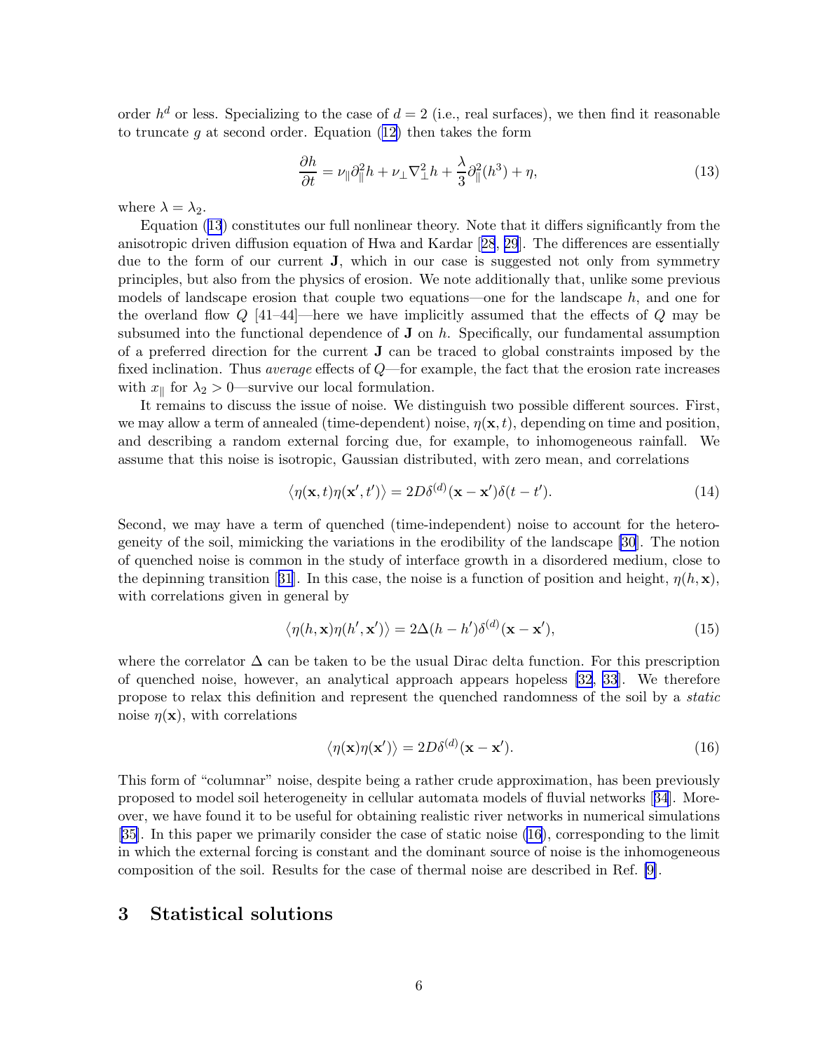order $h^d$ or less. Specializing to the case of $d = 2$ (i.e., real surfaces), we then find it reasonable to truncate $g$ at second order. Equation (12) then takes the form

$$\frac{\partial h}{\partial t} = \nu_{\parallel} \partial_{\parallel}^2 h + \nu_{\perp} \nabla_{\perp}^2 h + \frac{\lambda}{3} \partial_{\parallel}^2 (h^3) + \eta, \tag{13}$$

where $\lambda = \lambda_2$.

Equation (13) constitutes our full nonlinear theory. Note that it differs significantly from the anisotropic driven diffusion equation of Hwa and Kardar [28, 29]. The differences are essentially due to the form of our current $\mathbf{J}$, which in our case is suggested not only from symmetry principles, but also from the physics of erosion. We note additionally that, unlike some previous models of landscape erosion that couple two equations—one for the landscape $h$, and one for the overland flow $Q$ [41–44]—here we have implicitly assumed that the effects of $Q$ may be subsumed into the functional dependence of $\mathbf{J}$ on $h$. Specifically, our fundamental assumption of a preferred direction for the current $\mathbf{J}$ can be traced to global constraints imposed by the fixed inclination. Thus *average* effects of $Q$—for example, the fact that the erosion rate increases with $x_{\parallel}$ for $\lambda_2 > 0$—survive our local formulation.

It remains to discuss the issue of noise. We distinguish two possible different sources. First, we may allow a term of annealed (time-dependent) noise, $\eta(\mathbf{x}, t)$, depending on time and position, and describing a random external forcing due, for example, to inhomogeneous rainfall. We assume that this noise is isotropic, Gaussian distributed, with zero mean, and correlations

$$\langle \eta(\mathbf{x}, t) \eta(\mathbf{x}', t') \rangle = 2D \delta^{(d)}(\mathbf{x} - \mathbf{x}') \delta(t - t'). \tag{14}$$

Second, we may have a term of quenched (time-independent) noise to account for the heterogeneity of the soil, mimicking the variations in the erodibility of the landscape [30]. The notion of quenched noise is common in the study of interface growth in a disordered medium, close to the depinning transition [31]. In this case, the noise is a function of position and height, $\eta(h, \mathbf{x})$, with correlations given in general by

$$\langle \eta(h, \mathbf{x}) \eta(h', \mathbf{x}') \rangle = 2\Delta(h - h') \delta^{(d)}(\mathbf{x} - \mathbf{x}'), \tag{15}$$

where the correlator $\Delta$ can be taken to be the usual Dirac delta function. For this prescription of quenched noise, however, an analytical approach appears hopeless [32, 33]. We therefore propose to relax this definition and represent the quenched randomness of the soil by a *static* noise $\eta(\mathbf{x})$, with correlations

$$\langle \eta(\mathbf{x}) \eta(\mathbf{x}') \rangle = 2D \delta^{(d)}(\mathbf{x} - \mathbf{x}'). \tag{16}$$

This form of "columnar" noise, despite being a rather crude approximation, has been previously proposed to model soil heterogeneity in cellular automata models of fluvial networks [34]. Moreover, we have found it to be useful for obtaining realistic river networks in numerical simulations [35]. In this paper we primarily consider the case of static noise (16), corresponding to the limit in which the external forcing is constant and the dominant source of noise is the inhomogeneous composition of the soil. Results for the case of thermal noise are described in Ref. [9].

## 3 Statistical solutions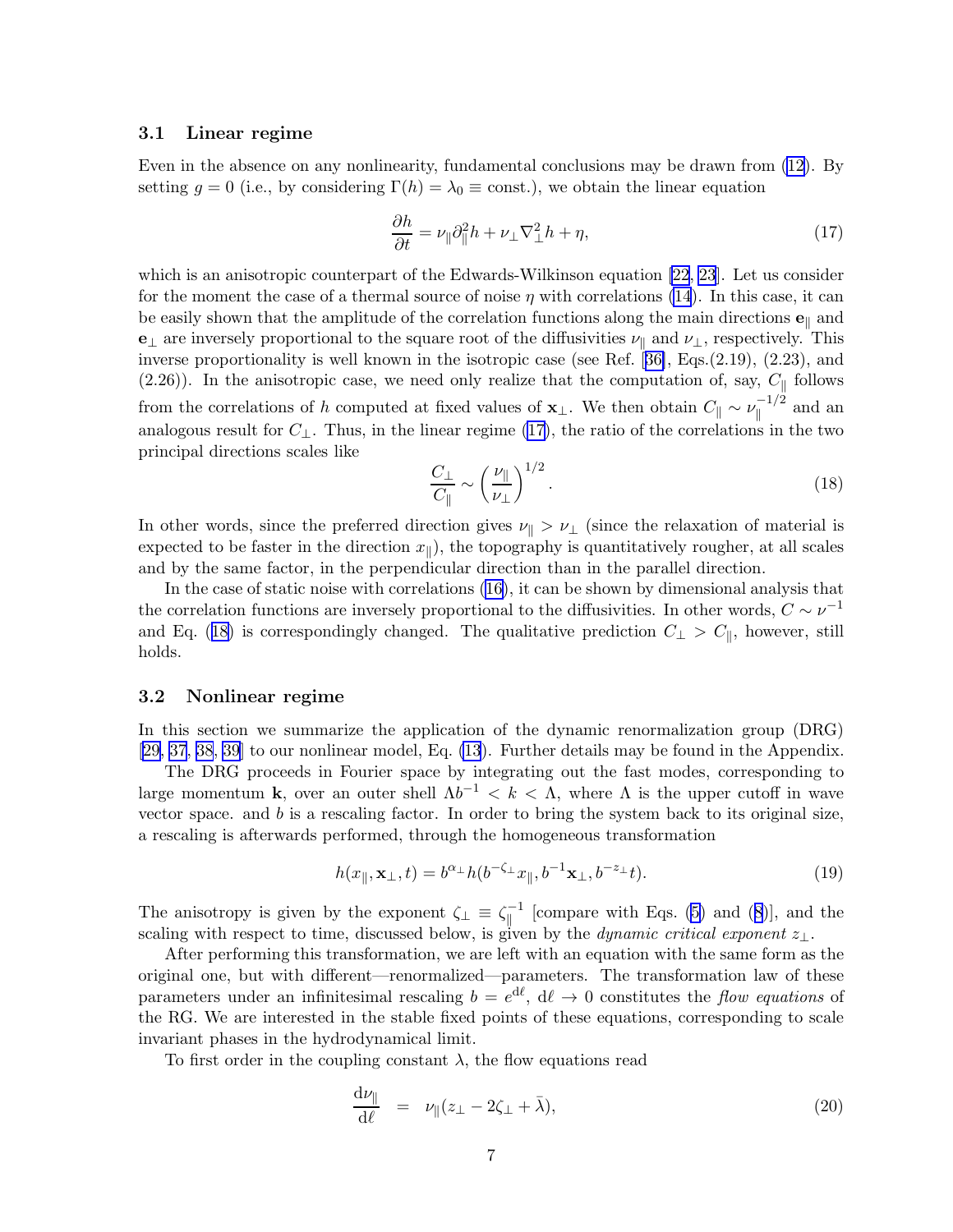### 3.1 Linear regime

Even in the absence on any nonlinearity, fundamental conclusions may be drawn from (12). By setting $g = 0$ (i.e., by considering $\Gamma(h) = \lambda_0 \equiv$ const.), we obtain the linear equation

$$\frac{\partial h}{\partial t} = \nu_\parallel \partial_\parallel^2 h + \nu_\perp \nabla_\perp^2 h + \eta, \tag{17}$$

which is an anisotropic counterpart of the Edwards-Wilkinson equation [22, 23]. Let us consider for the moment the case of a thermal source of noise $\eta$ with correlations (14). In this case, it can be easily shown that the amplitude of the correlation functions along the main directions $\mathbf{e}_\parallel$ and $\mathbf{e}_\perp$ are inversely proportional to the square root of the diffusivities $\nu_\parallel$ and $\nu_\perp$, respectively. This inverse proportionality is well known in the isotropic case (see Ref. [36], Eqs.(2.19), (2.23), and (2.26)). In the anisotropic case, we need only realize that the computation of, say, $C_\parallel$ follows from the correlations of $h$ computed at fixed values of $\mathbf{x}_\perp$. We then obtain $C_\parallel \sim \nu_\parallel^{-1/2}$ and an analogous result for $C_\perp$. Thus, in the linear regime (17), the ratio of the correlations in the two principal directions scales like

$$\frac{C_\perp}{C_\parallel} \sim \left(\frac{\nu_\parallel}{\nu_\perp}\right)^{1/2}. \tag{18}$$

In other words, since the preferred direction gives $\nu_\parallel > \nu_\perp$ (since the relaxation of material is expected to be faster in the direction $x_\parallel$), the topography is quantitatively rougher, at all scales and by the same factor, in the perpendicular direction than in the parallel direction.

In the case of static noise with correlations (16), it can be shown by dimensional analysis that the correlation functions are inversely proportional to the diffusivities. In other words, $C \sim \nu^{-1}$ and Eq. (18) is correspondingly changed. The qualitative prediction $C_\perp > C_\parallel$, however, still holds.

### 3.2 Nonlinear regime

In this section we summarize the application of the dynamic renormalization group (DRG) [29, 37, 38, 39] to our nonlinear model, Eq. (13). Further details may be found in the Appendix.

The DRG proceeds in Fourier space by integrating out the fast modes, corresponding to large momentum $\mathbf{k}$, over an outer shell $\Lambda b^{-1} < k < \Lambda$, where $\Lambda$ is the upper cutoff in wave vector space. and $b$ is a rescaling factor. In order to bring the system back to its original size, a rescaling is afterwards performed, through the homogeneous transformation

$$h(x_\parallel, \mathbf{x}_\perp, t) = b^{\alpha_\perp} h(b^{-\zeta_\perp} x_\parallel, b^{-1}\mathbf{x}_\perp, b^{-z_\perp} t). \tag{19}$$

The anisotropy is given by the exponent $\zeta_\perp \equiv \zeta_\parallel^{-1}$ [compare with Eqs. (5) and (8)], and the scaling with respect to time, discussed below, is given by the *dynamic critical exponent* $z_\perp$.

After performing this transformation, we are left with an equation with the same form as the original one, but with different—renormalized—parameters. The transformation law of these parameters under an infinitesimal rescaling $b = e^{\mathrm{d}\ell}$, $\mathrm{d}\ell \to 0$ constitutes the *flow equations* of the RG. We are interested in the stable fixed points of these equations, corresponding to scale invariant phases in the hydrodynamical limit.

To first order in the coupling constant $\lambda$, the flow equations read

$$\frac{\mathrm{d}\nu_\parallel}{\mathrm{d}\ell} = \nu_\parallel(z_\perp - 2\zeta_\perp + \bar{\lambda}), \tag{20}$$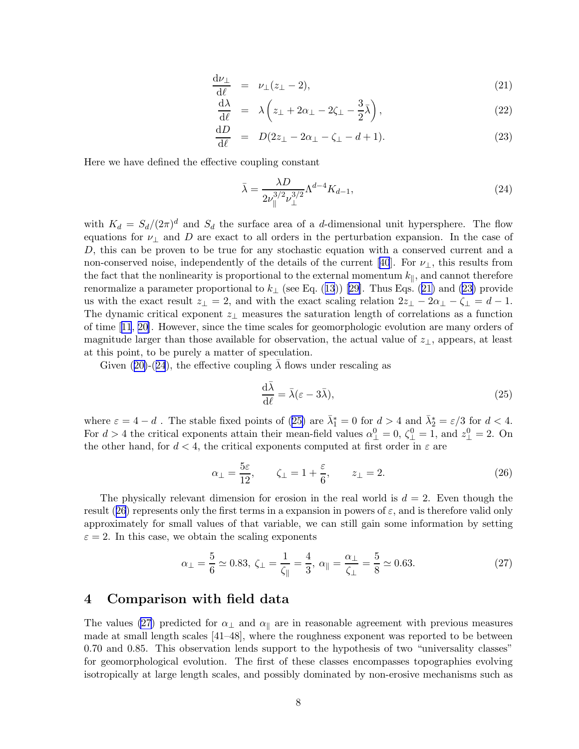$$\frac{\mathrm{d}\nu_\perp}{\mathrm{d}\ell} = \nu_\perp(z_\perp - 2), \tag{21}$$

$$\frac{\mathrm{d}\lambda}{\mathrm{d}\ell} = \lambda\left(z_\perp + 2\alpha_\perp - 2\zeta_\perp - \frac{3}{2}\bar{\lambda}\right), \tag{22}$$

$$\frac{\mathrm{d}D}{\mathrm{d}\ell} = D(2z_\perp - 2\alpha_\perp - \zeta_\perp - d + 1). \tag{23}$$

Here we have defined the effective coupling constant

$$\bar{\lambda} = \frac{\lambda D}{2\nu_\parallel^{3/2}\nu_\perp^{3/2}}\Lambda^{d-4}K_{d-1}, \tag{24}$$

with $K_d = S_d/(2\pi)^d$ and $S_d$ the surface area of a $d$-dimensional unit hypersphere. The flow equations for $\nu_\perp$ and $D$ are exact to all orders in the perturbation expansion. In the case of $D$, this can be proven to be true for any stochastic equation with a conserved current and a non-conserved noise, independently of the details of the current [40]. For $\nu_\perp$, this results from the fact that the nonlinearity is proportional to the external momentum $k_\parallel$, and cannot therefore renormalize a parameter proportional to $k_\perp$ (see Eq. (13)) [29]. Thus Eqs. (21) and (23) provide us with the exact result $z_\perp = 2$, and with the exact scaling relation $2z_\perp - 2\alpha_\perp - \zeta_\perp = d - 1$. The dynamic critical exponent $z_\perp$ measures the saturation length of correlations as a function of time [11, 20]. However, since the time scales for geomorphologic evolution are many orders of magnitude larger than those available for observation, the actual value of $z_\perp$, appears, at least at this point, to be purely a matter of speculation.

Given (20)-(24), the effective coupling $\bar{\lambda}$ flows under rescaling as

$$\frac{\mathrm{d}\bar{\lambda}}{\mathrm{d}\ell} = \bar{\lambda}(\varepsilon - 3\bar{\lambda}), \tag{25}$$

where $\varepsilon = 4 - d$ . The stable fixed points of (25) are $\bar{\lambda}_1^* = 0$ for $d > 4$ and $\bar{\lambda}_2^* = \varepsilon/3$ for $d < 4$. For $d > 4$ the critical exponents attain their mean-field values $\alpha_\perp^0 = 0$, $\zeta_\perp^0 = 1$, and $z_\perp^0 = 2$. On the other hand, for $d < 4$, the critical exponents computed at first order in $\varepsilon$ are

$$\alpha_\perp = \frac{5\varepsilon}{12}, \qquad \zeta_\perp = 1 + \frac{\varepsilon}{6}, \qquad z_\perp = 2. \tag{26}$$

The physically relevant dimension for erosion in the real world is $d = 2$. Even though the result (26) represents only the first terms in a expansion in powers of $\varepsilon$, and is therefore valid only approximately for small values of that variable, we can still gain some information by setting $\varepsilon = 2$. In this case, we obtain the scaling exponents

$$\alpha_\perp = \frac{5}{6} \simeq 0.83,\ \zeta_\perp = \frac{1}{\zeta_\parallel} = \frac{4}{3},\ \alpha_\parallel = \frac{\alpha_\perp}{\zeta_\perp} = \frac{5}{8} \simeq 0.63. \tag{27}$$

## 4 Comparison with field data

The values (27) predicted for $\alpha_\perp$ and $\alpha_\parallel$ are in reasonable agreement with previous measures made at small length scales [41–48], where the roughness exponent was reported to be between 0.70 and 0.85. This observation lends support to the hypothesis of two "universality classes" for geomorphological evolution. The first of these classes encompasses topographies evolving isotropically at large length scales, and possibly dominated by non-erosive mechanisms such as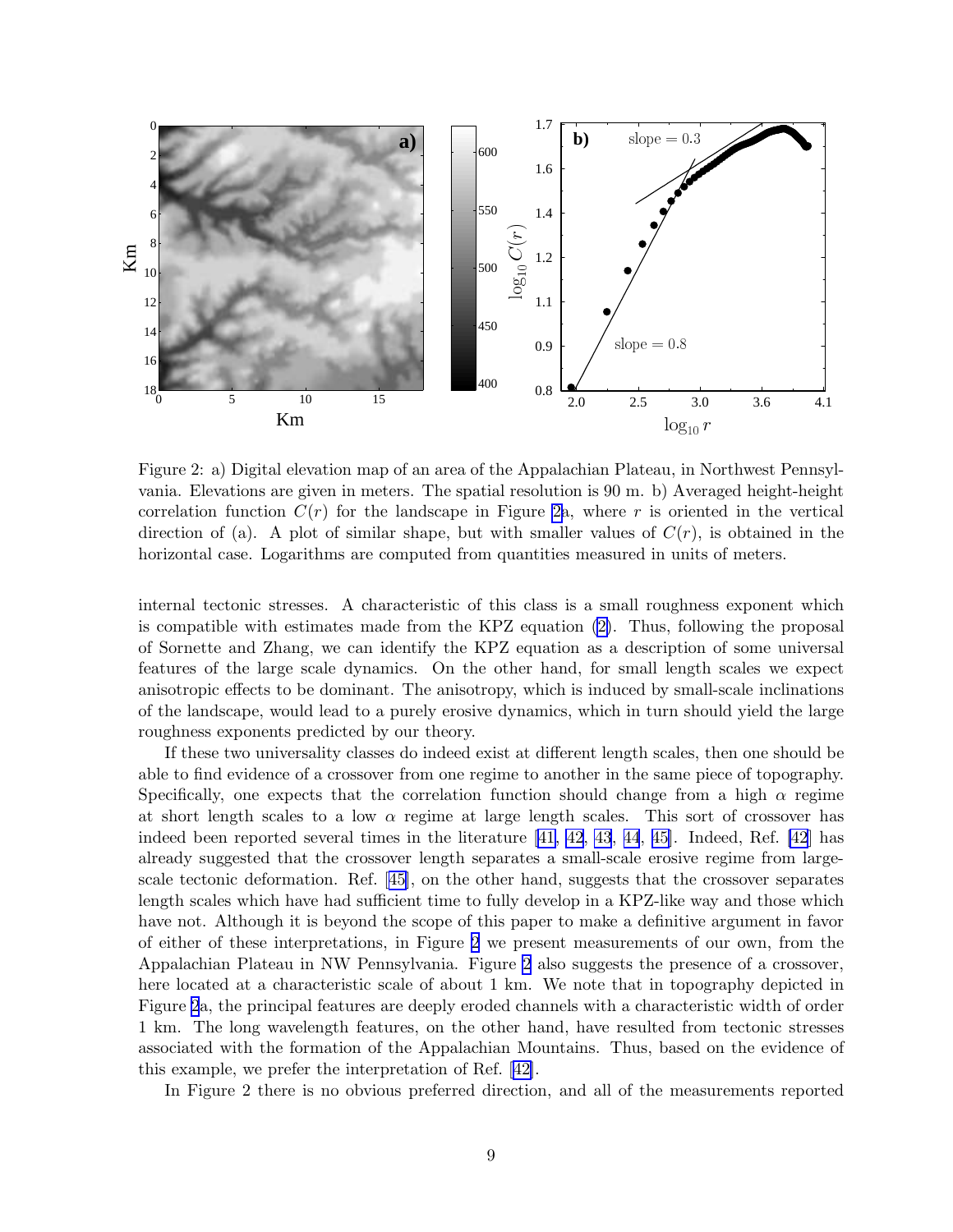Figure 2: a) Digital elevation map of an area of the Appalachian Plateau, in Northwest Pennsylvania. Elevations are given in meters. The spatial resolution is 90 m. b) Averaged height-height correlation function $C(r)$ for the landscape in Figure 2a, where $r$ is oriented in the vertical direction of (a). A plot of similar shape, but with smaller values of $C(r)$, is obtained in the horizontal case. Logarithms are computed from quantities measured in units of meters.

internal tectonic stresses. A characteristic of this class is a small roughness exponent which is compatible with estimates made from the KPZ equation (2). Thus, following the proposal of Sornette and Zhang, we can identify the KPZ equation as a description of some universal features of the large scale dynamics. On the other hand, for small length scales we expect anisotropic effects to be dominant. The anisotropy, which is induced by small-scale inclinations of the landscape, would lead to a purely erosive dynamics, which in turn should yield the large roughness exponents predicted by our theory.

If these two universality classes do indeed exist at different length scales, then one should be able to find evidence of a crossover from one regime to another in the same piece of topography. Specifically, one expects that the correlation function should change from a high $\alpha$ regime at short length scales to a low $\alpha$ regime at large length scales. This sort of crossover has indeed been reported several times in the literature [41, 42, 43, 44, 45]. Indeed, Ref. [42] has already suggested that the crossover length separates a small-scale erosive regime from large-scale tectonic deformation. Ref. [45], on the other hand, suggests that the crossover separates length scales which have had sufficient time to fully develop in a KPZ-like way and those which have not. Although it is beyond the scope of this paper to make a definitive argument in favor of either of these interpretations, in Figure 2 we present measurements of our own, from the Appalachian Plateau in NW Pennsylvania. Figure 2 also suggests the presence of a crossover, here located at a characteristic scale of about 1 km. We note that in topography depicted in Figure 2a, the principal features are deeply eroded channels with a characteristic width of order 1 km. The long wavelength features, on the other hand, have resulted from tectonic stresses associated with the formation of the Appalachian Mountains. Thus, based on the evidence of this example, we prefer the interpretation of Ref. [42].

In Figure 2 there is no obvious preferred direction, and all of the measurements reported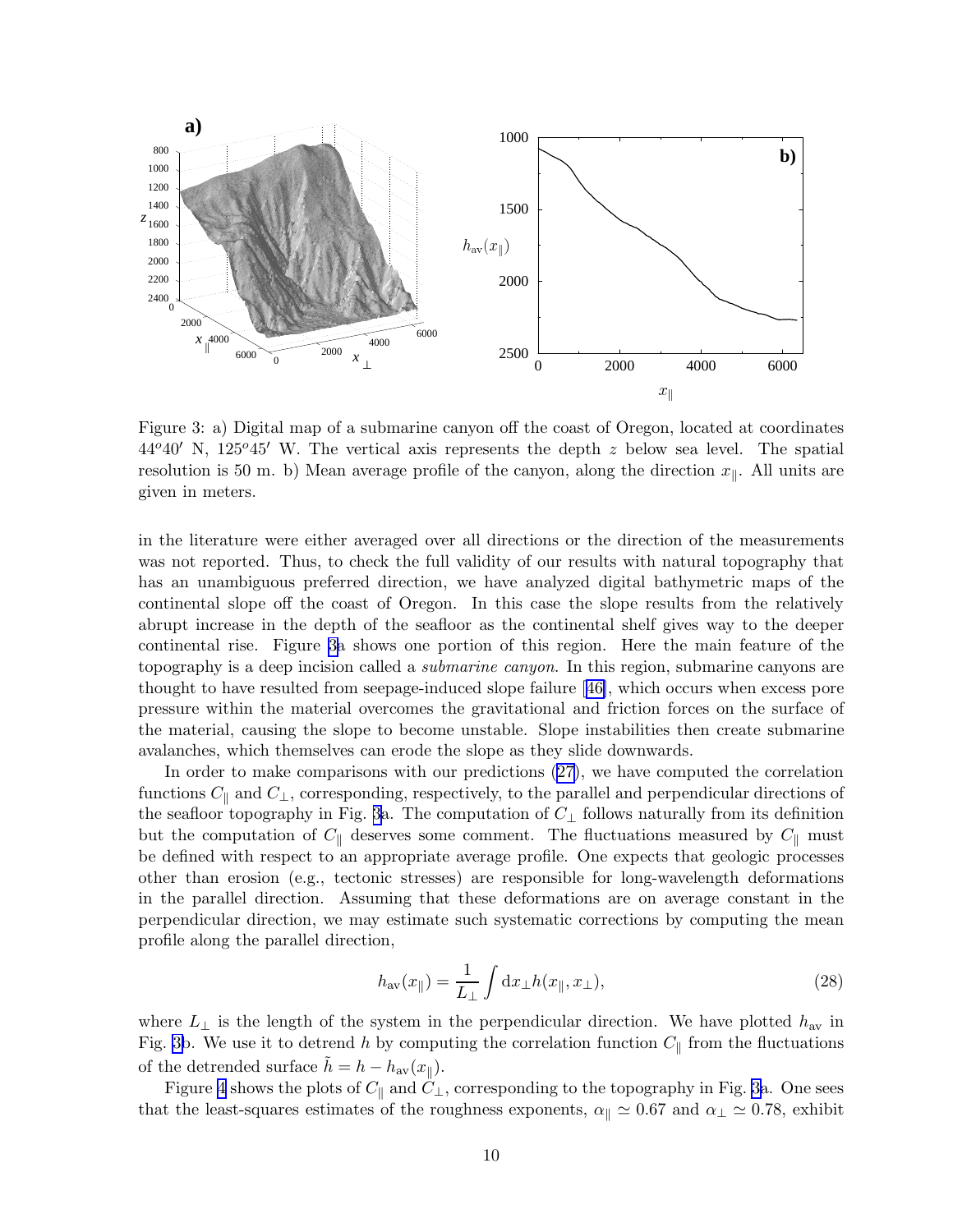Figure 3: a) Digital map of a submarine canyon off the coast of Oregon, located at coordinates $44^o 40'$ N, $125^o 45'$ W. The vertical axis represents the depth $z$ below sea level. The spatial resolution is 50 m. b) Mean average profile of the canyon, along the direction $x_\parallel$. All units are given in meters.

in the literature were either averaged over all directions or the direction of the measurements was not reported. Thus, to check the full validity of our results with natural topography that has an unambiguous preferred direction, we have analyzed digital bathymetric maps of the continental slope off the coast of Oregon. In this case the slope results from the relatively abrupt increase in the depth of the seafloor as the continental shelf gives way to the deeper continental rise. Figure 3a shows one portion of this region. Here the main feature of the topography is a deep incision called a *submarine canyon*. In this region, submarine canyons are thought to have resulted from seepage-induced slope failure [46], which occurs when excess pore pressure within the material overcomes the gravitational and friction forces on the surface of the material, causing the slope to become unstable. Slope instabilities then create submarine avalanches, which themselves can erode the slope as they slide downwards.

In order to make comparisons with our predictions (27), we have computed the correlation functions $C_\parallel$ and $C_\perp$, corresponding, respectively, to the parallel and perpendicular directions of the seafloor topography in Fig. 3a. The computation of $C_\perp$ follows naturally from its definition but the computation of $C_\parallel$ deserves some comment. The fluctuations measured by $C_\parallel$ must be defined with respect to an appropriate average profile. One expects that geologic processes other than erosion (e.g., tectonic stresses) are responsible for long-wavelength deformations in the parallel direction. Assuming that these deformations are on average constant in the perpendicular direction, we may estimate such systematic corrections by computing the mean profile along the parallel direction,

$$h_{\rm av}(x_\parallel) = \frac{1}{L_\perp} \int {\rm d}x_\perp h(x_\parallel, x_\perp), \tag{28}$$

where $L_\perp$ is the length of the system in the perpendicular direction. We have plotted $h_{\rm av}$ in Fig. 3b. We use it to detrend $h$ by computing the correlation function $C_\parallel$ from the fluctuations of the detrended surface $\tilde{h} = h - h_{\rm av}(x_\parallel)$.

Figure 4 shows the plots of $C_\parallel$ and $C_\perp$, corresponding to the topography in Fig. 3a. One sees that the least-squares estimates of the roughness exponents, $\alpha_\parallel \simeq 0.67$ and $\alpha_\perp \simeq 0.78$, exhibit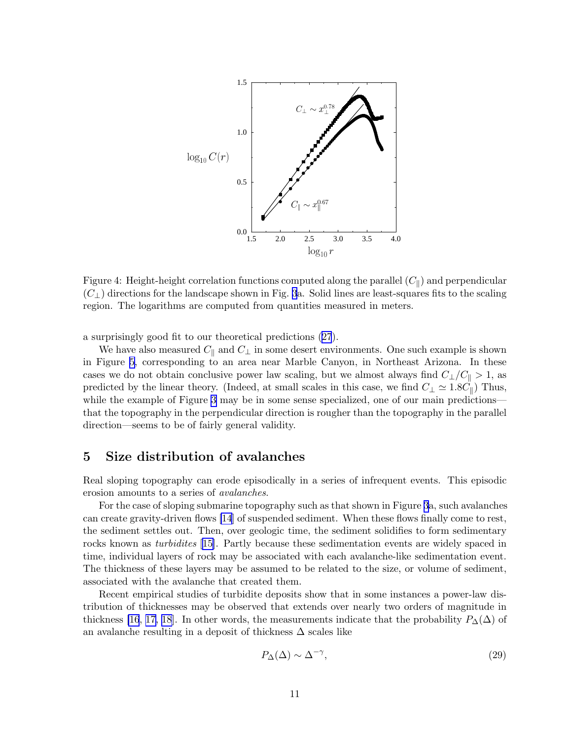Figure 4: Height-height correlation functions computed along the parallel ($C_\parallel$) and perpendicular ($C_\perp$) directions for the landscape shown in Fig. 3a. Solid lines are least-squares fits to the scaling region. The logarithms are computed from quantities measured in meters.

a surprisingly good fit to our theoretical predictions (27).

We have also measured $C_\parallel$ and $C_\perp$ in some desert environments. One such example is shown in Figure 5, corresponding to an area near Marble Canyon, in Northeast Arizona. In these cases we do not obtain conclusive power law scaling, but we almost always find $C_\perp/C_\parallel > 1$, as predicted by the linear theory. (Indeed, at small scales in this case, we find $C_\perp \simeq 1.8 C_\parallel$) Thus, while the example of Figure 3 may be in some sense specialized, one of our main predictions—that the topography in the perpendicular direction is rougher than the topography in the parallel direction—seems to be of fairly general validity.

## 5 Size distribution of avalanches

Real sloping topography can erode episodically in a series of infrequent events. This episodic erosion amounts to a series of *avalanches*.

For the case of sloping submarine topography such as that shown in Figure 3a, such avalanches can create gravity-driven flows [14] of suspended sediment. When these flows finally come to rest, the sediment settles out. Then, over geologic time, the sediment solidifies to form sedimentary rocks known as *turbidites* [15]. Partly because these sedimentation events are widely spaced in time, individual layers of rock may be associated with each avalanche-like sedimentation event. The thickness of these layers may be assumed to be related to the size, or volume of sediment, associated with the avalanche that created them.

Recent empirical studies of turbidite deposits show that in some instances a power-law distribution of thicknesses may be observed that extends over nearly two orders of magnitude in thickness [16, 17, 18]. In other words, the measurements indicate that the probability $P_\Delta(\Delta)$ of an avalanche resulting in a deposit of thickness $\Delta$ scales like

$$P_\Delta(\Delta) \sim \Delta^{-\gamma}, \tag{29}$$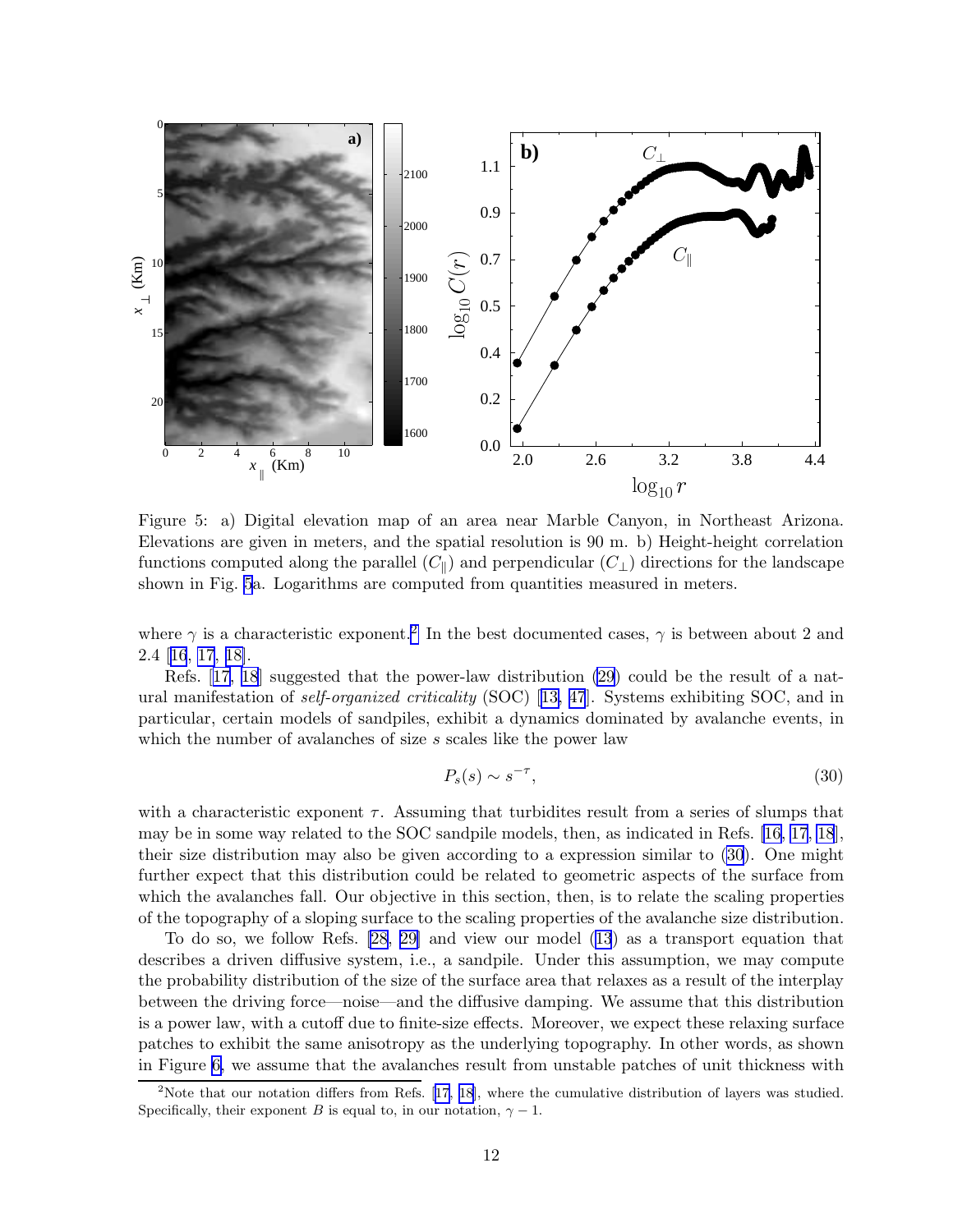Figure 5: a) Digital elevation map of an area near Marble Canyon, in Northeast Arizona. Elevations are given in meters, and the spatial resolution is 90 m. b) Height-height correlation functions computed along the parallel ($C_\parallel$) and perpendicular ($C_\perp$) directions for the landscape shown in Fig. 5a. Logarithms are computed from quantities measured in meters.

where $\gamma$ is a characteristic exponent.[2] In the best documented cases, $\gamma$ is between about 2 and 2.4 [16, 17, 18].

Refs. [17, 18] suggested that the power-law distribution (29) could be the result of a natural manifestation of *self-organized criticality* (SOC) [13, 47]. Systems exhibiting SOC, and in particular, certain models of sandpiles, exhibit a dynamics dominated by avalanche events, in which the number of avalanches of size $s$ scales like the power law

$$P_s(s) \sim s^{-\tau}, \tag{30}$$

with a characteristic exponent $\tau$. Assuming that turbidites result from a series of slumps that may be in some way related to the SOC sandpile models, then, as indicated in Refs. [16, 17, 18], their size distribution may also be given according to a expression similar to (30). One might further expect that this distribution could be related to geometric aspects of the surface from which the avalanches fall. Our objective in this section, then, is to relate the scaling properties of the topography of a sloping surface to the scaling properties of the avalanche size distribution.

To do so, we follow Refs. [28, 29] and view our model (13) as a transport equation that describes a driven diffusive system, i.e., a sandpile. Under this assumption, we may compute the probability distribution of the size of the surface area that relaxes as a result of the interplay between the driving force—noise—and the diffusive damping. We assume that this distribution is a power law, with a cutoff due to finite-size effects. Moreover, we expect these relaxing surface patches to exhibit the same anisotropy as the underlying topography. In other words, as shown in Figure 6, we assume that the avalanches result from unstable patches of unit thickness with

[2] Note that our notation differs from Refs. [17, 18], where the cumulative distribution of layers was studied. Specifically, their exponent $B$ is equal to, in our notation, $\gamma - 1$.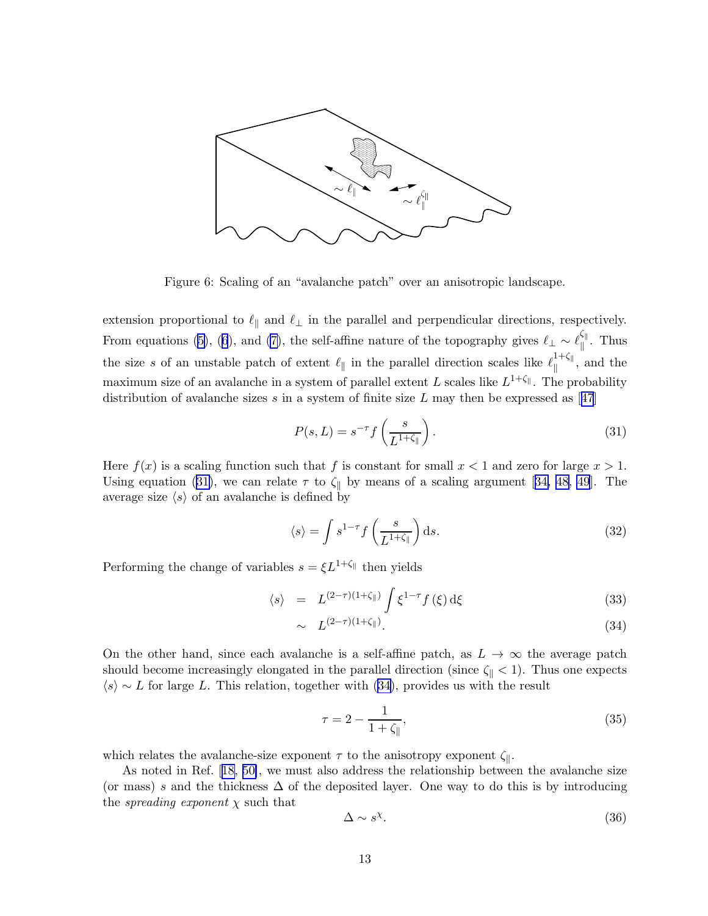Figure 6: Scaling of an "avalanche patch" over an anisotropic landscape.

extension proportional to $\ell_\parallel$ and $\ell_\perp$ in the parallel and perpendicular directions, respectively. From equations (5), (6), and (7), the self-affine nature of the topography gives $\ell_\perp \sim \ell_\parallel^{\zeta_\parallel}$. Thus the size $s$ of an unstable patch of extent $\ell_\parallel$ in the parallel direction scales like $\ell_\parallel^{1+\zeta_\parallel}$, and the maximum size of an avalanche in a system of parallel extent $L$ scales like $L^{1+\zeta_\parallel}$. The probability distribution of avalanche sizes $s$ in a system of finite size $L$ may then be expressed as [47]

$$P(s, L) = s^{-\tau} f\left(\frac{s}{L^{1+\zeta_\parallel}}\right). \tag{31}$$

Here $f(x)$ is a scaling function such that $f$ is constant for small $x < 1$ and zero for large $x > 1$. Using equation (31), we can relate $\tau$ to $\zeta_\parallel$ by means of a scaling argument [34, 48, 49]. The average size $\langle s \rangle$ of an avalanche is defined by

$$\langle s \rangle = \int s^{1-\tau} f\left(\frac{s}{L^{1+\zeta_\parallel}}\right) \mathrm{d}s. \tag{32}$$

Performing the change of variables $s = \xi L^{1+\zeta_\parallel}$ then yields

$$\langle s \rangle = L^{(2-\tau)(1+\zeta_\parallel)} \int \xi^{1-\tau} f(\xi)\, \mathrm{d}\xi \tag{33}$$

$$\sim L^{(2-\tau)(1+\zeta_\parallel)}. \tag{34}$$

On the other hand, since each avalanche is a self-affine patch, as $L \to \infty$ the average patch should become increasingly elongated in the parallel direction (since $\zeta_\parallel < 1$). Thus one expects $\langle s \rangle \sim L$ for large $L$. This relation, together with (34), provides us with the result

$$\tau = 2 - \frac{1}{1 + \zeta_\parallel}, \tag{35}$$

which relates the avalanche-size exponent $\tau$ to the anisotropy exponent $\zeta_\parallel$.

As noted in Ref. [18, 50], we must also address the relationship between the avalanche size (or mass) $s$ and the thickness $\Delta$ of the deposited layer. One way to do this is by introducing the *spreading exponent* $\chi$ such that

$$\Delta \sim s^{\chi}. \tag{36}$$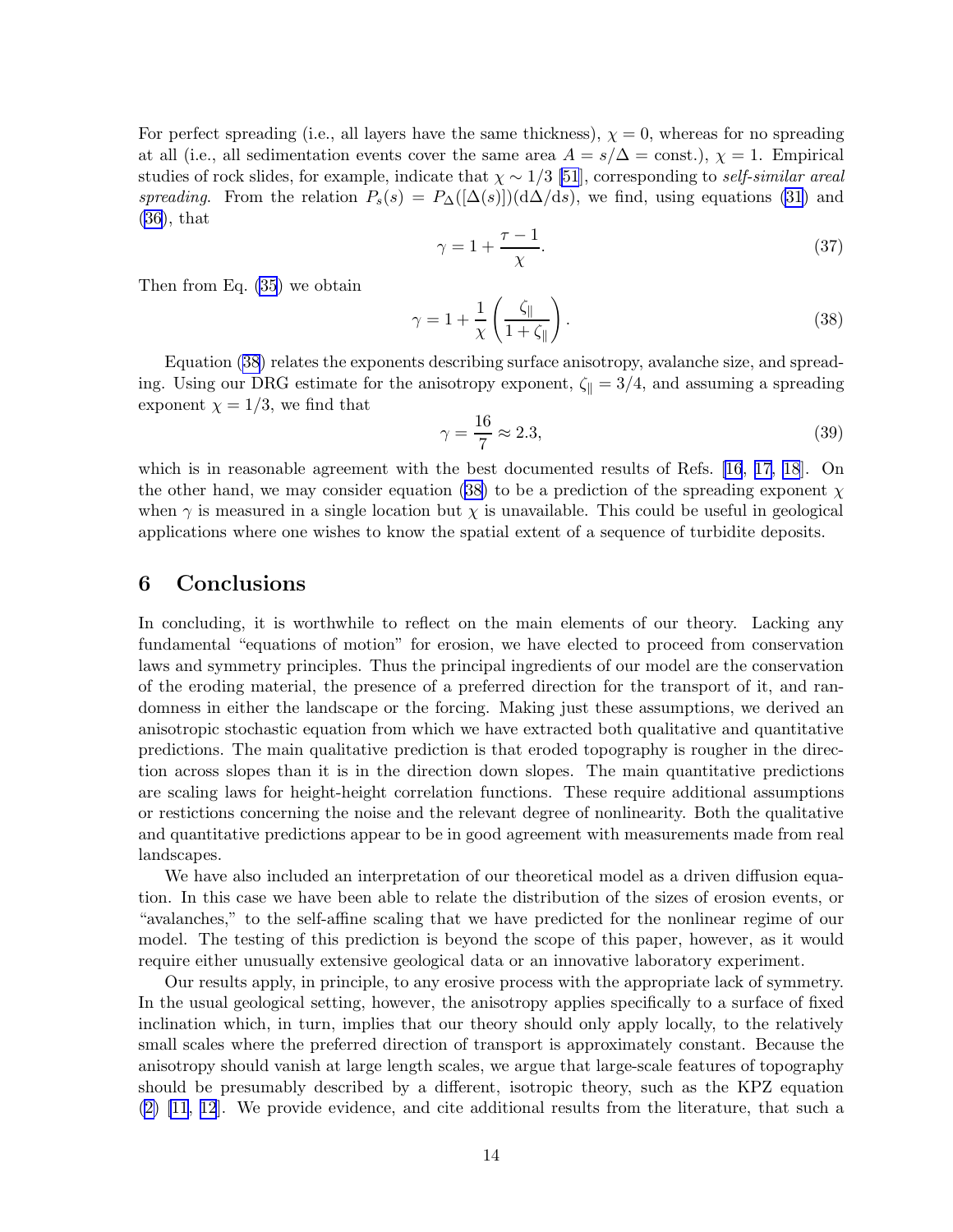For perfect spreading (i.e., all layers have the same thickness), $\chi = 0$, whereas for no spreading at all (i.e., all sedimentation events cover the same area $A = s/\Delta = \text{const.}$), $\chi = 1$. Empirical studies of rock slides, for example, indicate that $\chi \sim 1/3$ [51], corresponding to *self-similar areal spreading*. From the relation $P_s(s) = P_\Delta([\Delta(s)])(\mathrm{d}\Delta/\mathrm{d}s)$, we find, using equations (31) and (36), that

$$\gamma = 1 + \frac{\tau - 1}{\chi}. \tag{37}$$

Then from Eq. (35) we obtain

$$\gamma = 1 + \frac{1}{\chi}\left(\frac{\zeta_\parallel}{1 + \zeta_\parallel}\right). \tag{38}$$

Equation (38) relates the exponents describing surface anisotropy, avalanche size, and spreading. Using our DRG estimate for the anisotropy exponent, $\zeta_\parallel = 3/4$, and assuming a spreading exponent $\chi = 1/3$, we find that

$$\gamma = \frac{16}{7} \approx 2.3, \tag{39}$$

which is in reasonable agreement with the best documented results of Refs. [16, 17, 18]. On the other hand, we may consider equation (38) to be a prediction of the spreading exponent $\chi$ when $\gamma$ is measured in a single location but $\chi$ is unavailable. This could be useful in geological applications where one wishes to know the spatial extent of a sequence of turbidite deposits.

## 6 Conclusions

In concluding, it is worthwhile to reflect on the main elements of our theory. Lacking any fundamental "equations of motion" for erosion, we have elected to proceed from conservation laws and symmetry principles. Thus the principal ingredients of our model are the conservation of the eroding material, the presence of a preferred direction for the transport of it, and randomness in either the landscape or the forcing. Making just these assumptions, we derived an anisotropic stochastic equation from which we have extracted both qualitative and quantitative predictions. The main qualitative prediction is that eroded topography is rougher in the direction across slopes than it is in the direction down slopes. The main quantitative predictions are scaling laws for height-height correlation functions. These require additional assumptions or restictions concerning the noise and the relevant degree of nonlinearity. Both the qualitative and quantitative predictions appear to be in good agreement with measurements made from real landscapes.

We have also included an interpretation of our theoretical model as a driven diffusion equation. In this case we have been able to relate the distribution of the sizes of erosion events, or "avalanches," to the self-affine scaling that we have predicted for the nonlinear regime of our model. The testing of this prediction is beyond the scope of this paper, however, as it would require either unusually extensive geological data or an innovative laboratory experiment.

Our results apply, in principle, to any erosive process with the appropriate lack of symmetry. In the usual geological setting, however, the anisotropy applies specifically to a surface of fixed inclination which, in turn, implies that our theory should only apply locally, to the relatively small scales where the preferred direction of transport is approximately constant. Because the anisotropy should vanish at large length scales, we argue that large-scale features of topography should be presumably described by a different, isotropic theory, such as the KPZ equation (2) [11, 12]. We provide evidence, and cite additional results from the literature, that such a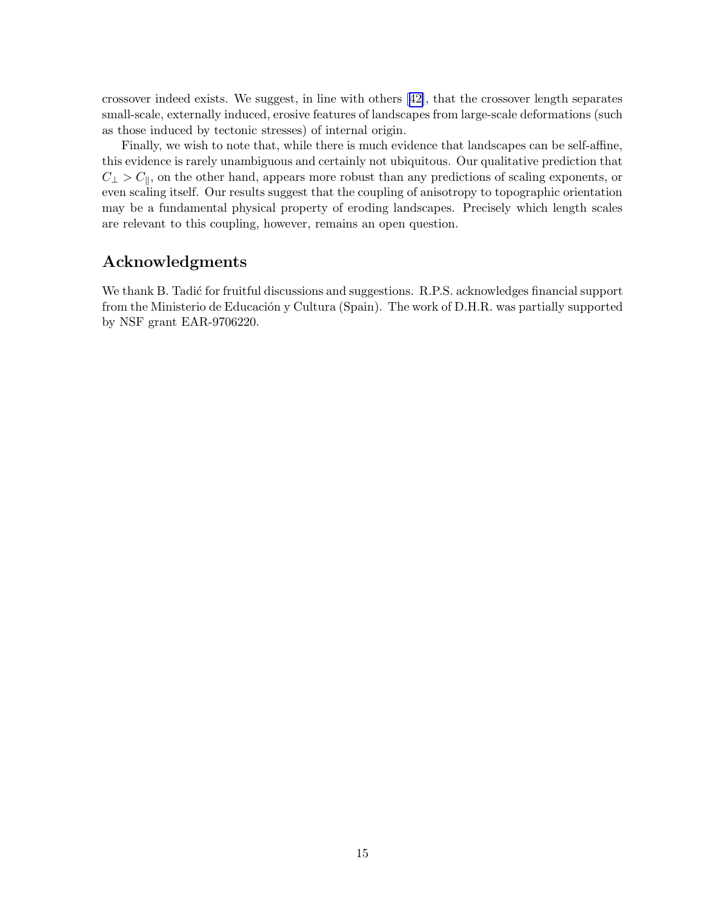crossover indeed exists. We suggest, in line with others [42], that the crossover length separates small-scale, externally induced, erosive features of landscapes from large-scale deformations (such as those induced by tectonic stresses) of internal origin.

Finally, we wish to note that, while there is much evidence that landscapes can be self-affine, this evidence is rarely unambiguous and certainly not ubiquitous. Our qualitative prediction that $C_\perp > C_\parallel$, on the other hand, appears more robust than any predictions of scaling exponents, or even scaling itself. Our results suggest that the coupling of anisotropy to topographic orientation may be a fundamental physical property of eroding landscapes. Precisely which length scales are relevant to this coupling, however, remains an open question.

## Acknowledgments

We thank B. Tadić for fruitful discussions and suggestions. R.P.S. acknowledges financial support from the Ministerio de Educación y Cultura (Spain). The work of D.H.R. was partially supported by NSF grant EAR-9706220.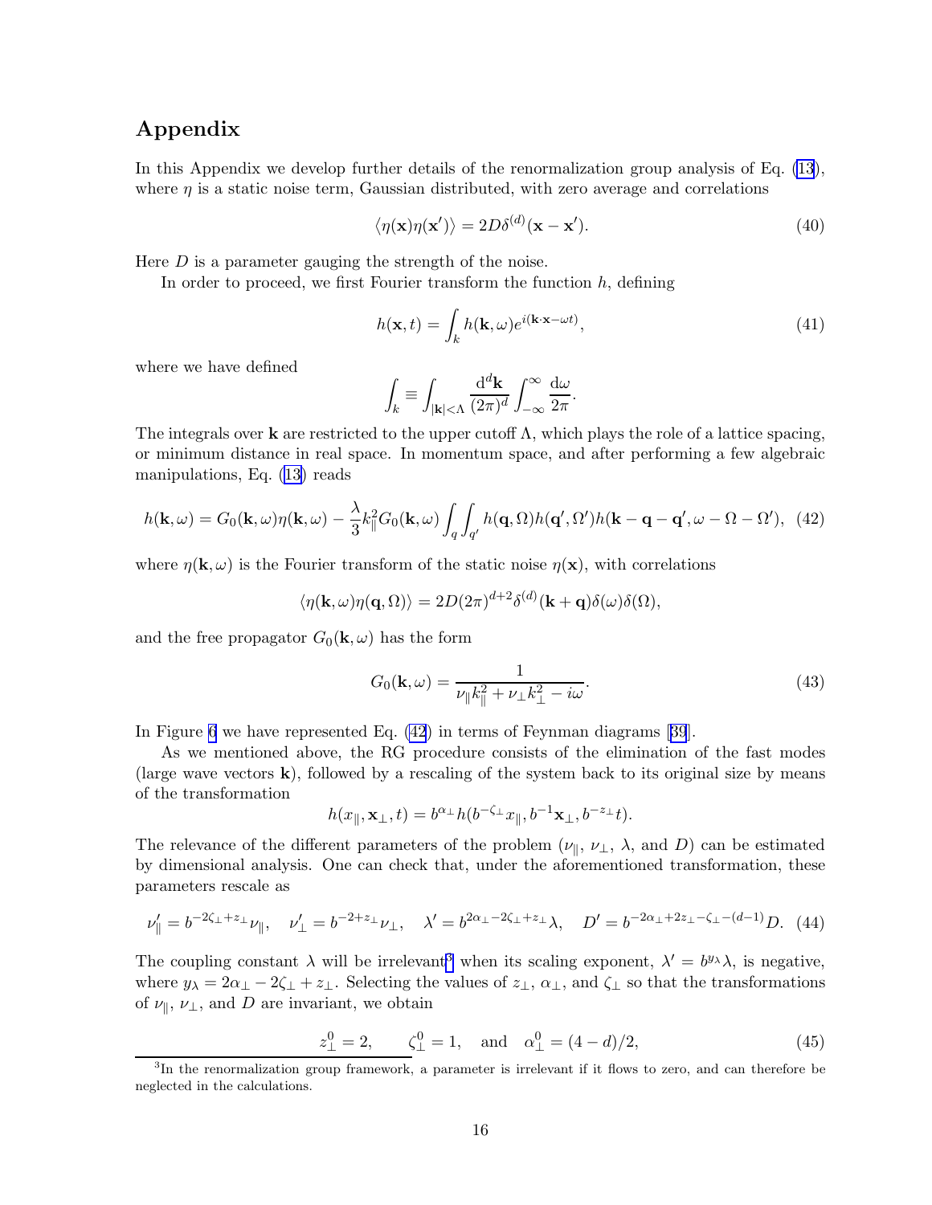## Appendix

In this Appendix we develop further details of the renormalization group analysis of Eq. (13), where $\eta$ is a static noise term, Gaussian distributed, with zero average and correlations

$$\langle \eta(\mathbf{x})\eta(\mathbf{x}')\rangle = 2D\delta^{(d)}(\mathbf{x}-\mathbf{x}'). \tag{40}$$

Here $D$ is a parameter gauging the strength of the noise.

In order to proceed, we first Fourier transform the function $h$, defining

$$h(\mathbf{x},t) = \int_k h(\mathbf{k},\omega)e^{i(\mathbf{k}\cdot\mathbf{x}-\omega t)}, \tag{41}$$

where we have defined

$$\int_k \equiv \int_{|\mathbf{k}|<\Lambda} \frac{\mathrm{d}^d\mathbf{k}}{(2\pi)^d}\int_{-\infty}^{\infty}\frac{\mathrm{d}\omega}{2\pi}.$$

The integrals over $\mathbf{k}$ are restricted to the upper cutoff $\Lambda$, which plays the role of a lattice spacing, or minimum distance in real space. In momentum space, and after performing a few algebraic manipulations, Eq. (13) reads

$$h(\mathbf{k},\omega) = G_0(\mathbf{k},\omega)\eta(\mathbf{k},\omega) - \frac{\lambda}{3}k_\parallel^2 G_0(\mathbf{k},\omega)\int_q\int_{q'} h(\mathbf{q},\Omega)h(\mathbf{q}',\Omega')h(\mathbf{k}-\mathbf{q}-\mathbf{q}',\omega-\Omega-\Omega'), \tag{42}$$

where $\eta(\mathbf{k},\omega)$ is the Fourier transform of the static noise $\eta(\mathbf{x})$, with correlations

$$\langle \eta(\mathbf{k},\omega)\eta(\mathbf{q},\Omega)\rangle = 2D(2\pi)^{d+2}\delta^{(d)}(\mathbf{k}+\mathbf{q})\delta(\omega)\delta(\Omega),$$

and the free propagator $G_0(\mathbf{k},\omega)$ has the form

$$G_0(\mathbf{k},\omega) = \frac{1}{\nu_\parallel k_\parallel^2 + \nu_\perp k_\perp^2 - i\omega}. \tag{43}$$

In Figure 6 we have represented Eq. (42) in terms of Feynman diagrams [39].

As we mentioned above, the RG procedure consists of the elimination of the fast modes (large wave vectors $\mathbf{k}$), followed by a rescaling of the system back to its original size by means of the transformation

$$h(x_\parallel, \mathbf{x}_\perp, t) = b^{\alpha_\perp}h(b^{-\zeta_\perp}x_\parallel, b^{-1}\mathbf{x}_\perp, b^{-z_\perp}t).$$

The relevance of the different parameters of the problem ($\nu_\parallel$, $\nu_\perp$, $\lambda$, and $D$) can be estimated by dimensional analysis. One can check that, under the aforementioned transformation, these parameters rescale as

$$\nu_\parallel' = b^{-2\zeta_\perp+z_\perp}\nu_\parallel, \quad \nu_\perp' = b^{-2+z_\perp}\nu_\perp, \quad \lambda' = b^{2\alpha_\perp-2\zeta_\perp+z_\perp}\lambda, \quad D' = b^{-2\alpha_\perp+2z_\perp-\zeta_\perp-(d-1)}D. \tag{44}$$

The coupling constant $\lambda$ will be irrelevant[3] when its scaling exponent, $\lambda' = b^{y_\lambda}\lambda$, is negative, where $y_\lambda = 2\alpha_\perp - 2\zeta_\perp + z_\perp$. Selecting the values of $z_\perp$, $\alpha_\perp$, and $\zeta_\perp$ so that the transformations of $\nu_\parallel$, $\nu_\perp$, and $D$ are invariant, we obtain

$$z_\perp^0 = 2, \qquad \zeta_\perp^0 = 1, \quad \text{and} \quad \alpha_\perp^0 = (4-d)/2, \tag{45}$$

[3] In the renormalization group framework, a parameter is irrelevant if it flows to zero, and can therefore be neglected in the calculations.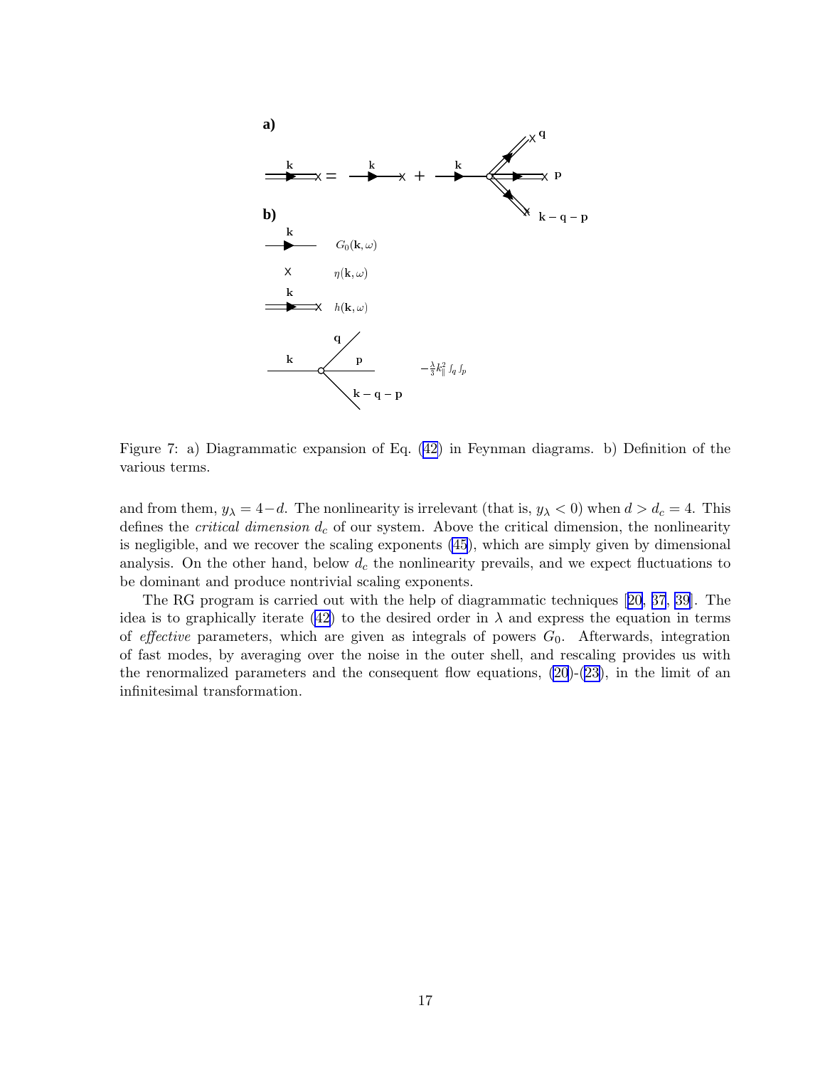Figure 7: a) Diagrammatic expansion of Eq. (42) in Feynman diagrams. b) Definition of the various terms.

and from them, $y_\lambda = 4-d$. The nonlinearity is irrelevant (that is, $y_\lambda < 0$) when $d > d_c = 4$. This defines the *critical dimension* $d_c$ of our system. Above the critical dimension, the nonlinearity is negligible, and we recover the scaling exponents (45), which are simply given by dimensional analysis. On the other hand, below $d_c$ the nonlinearity prevails, and we expect fluctuations to be dominant and produce nontrivial scaling exponents.

The RG program is carried out with the help of diagrammatic techniques [20, 37, 39]. The idea is to graphically iterate (42) to the desired order in $\lambda$ and express the equation in terms of *effective* parameters, which are given as integrals of powers $G_0$. Afterwards, integration of fast modes, by averaging over the noise in the outer shell, and rescaling provides us with the renormalized parameters and the consequent flow equations, (20)-(23), in the limit of an infinitesimal transformation.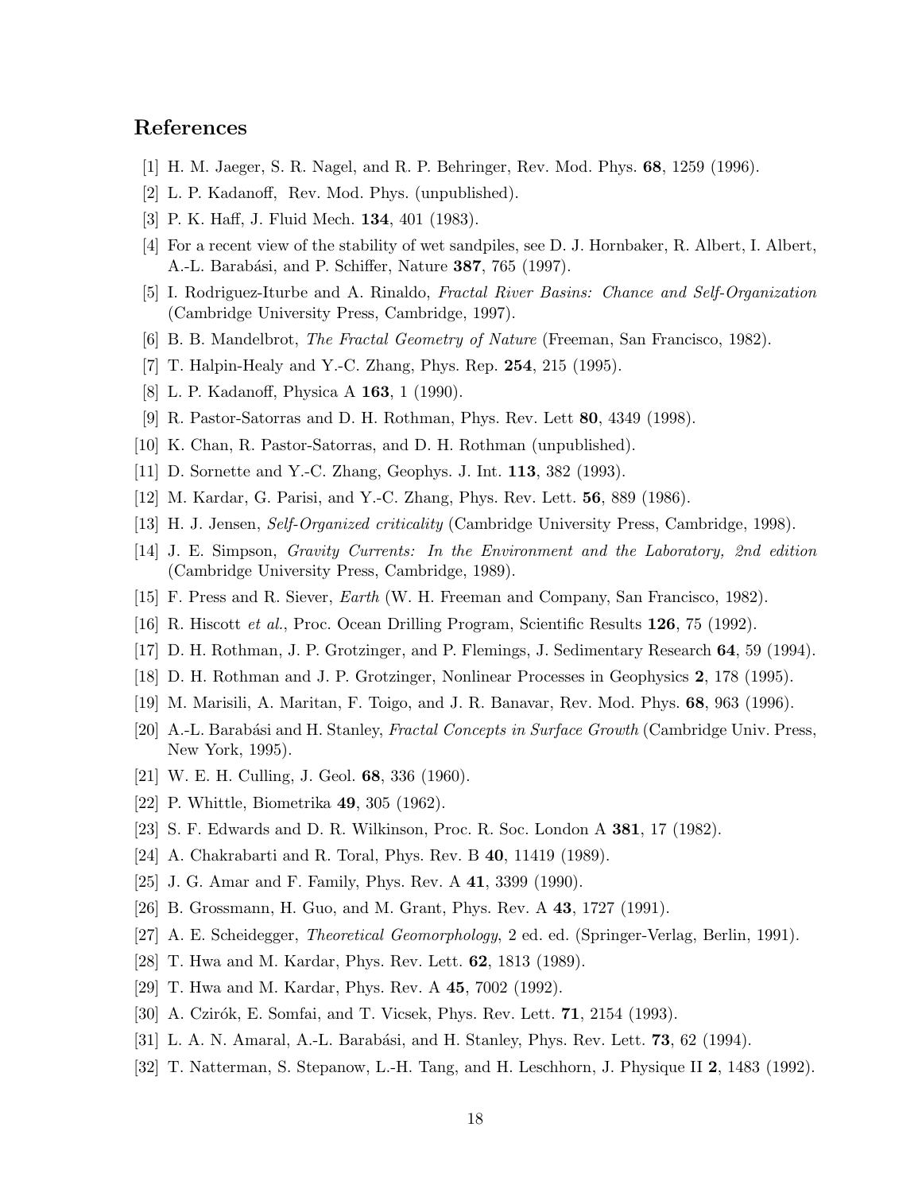## References

[1] H. M. Jaeger, S. R. Nagel, and R. P. Behringer, Rev. Mod. Phys. **68**, 1259 (1996).

[2] L. P. Kadanoff, Rev. Mod. Phys. (unpublished).

[3] P. K. Haff, J. Fluid Mech. **134**, 401 (1983).

[4] For a recent view of the stability of wet sandpiles, see D. J. Hornbaker, R. Albert, I. Albert, A.-L. Barabási, and P. Schiffer, Nature **387**, 765 (1997).

[5] I. Rodriguez-Iturbe and A. Rinaldo, *Fractal River Basins: Chance and Self-Organization* (Cambridge University Press, Cambridge, 1997).

[6] B. B. Mandelbrot, *The Fractal Geometry of Nature* (Freeman, San Francisco, 1982).

[7] T. Halpin-Healy and Y.-C. Zhang, Phys. Rep. **254**, 215 (1995).

[8] L. P. Kadanoff, Physica A **163**, 1 (1990).

[9] R. Pastor-Satorras and D. H. Rothman, Phys. Rev. Lett **80**, 4349 (1998).

[10] K. Chan, R. Pastor-Satorras, and D. H. Rothman (unpublished).

[11] D. Sornette and Y.-C. Zhang, Geophys. J. Int. **113**, 382 (1993).

[12] M. Kardar, G. Parisi, and Y.-C. Zhang, Phys. Rev. Lett. **56**, 889 (1986).

[13] H. J. Jensen, *Self-Organized criticality* (Cambridge University Press, Cambridge, 1998).

[14] J. E. Simpson, *Gravity Currents: In the Environment and the Laboratory, 2nd edition* (Cambridge University Press, Cambridge, 1989).

[15] F. Press and R. Siever, *Earth* (W. H. Freeman and Company, San Francisco, 1982).

[16] R. Hiscott *et al.*, Proc. Ocean Drilling Program, Scientific Results **126**, 75 (1992).

[17] D. H. Rothman, J. P. Grotzinger, and P. Flemings, J. Sedimentary Research **64**, 59 (1994).

[18] D. H. Rothman and J. P. Grotzinger, Nonlinear Processes in Geophysics **2**, 178 (1995).

[19] M. Marisili, A. Maritan, F. Toigo, and J. R. Banavar, Rev. Mod. Phys. **68**, 963 (1996).

[20] A.-L. Barabási and H. Stanley, *Fractal Concepts in Surface Growth* (Cambridge Univ. Press, New York, 1995).

[21] W. E. H. Culling, J. Geol. **68**, 336 (1960).

[22] P. Whittle, Biometrika **49**, 305 (1962).

[23] S. F. Edwards and D. R. Wilkinson, Proc. R. Soc. London A **381**, 17 (1982).

[24] A. Chakrabarti and R. Toral, Phys. Rev. B **40**, 11419 (1989).

[25] J. G. Amar and F. Family, Phys. Rev. A **41**, 3399 (1990).

[26] B. Grossmann, H. Guo, and M. Grant, Phys. Rev. A **43**, 1727 (1991).

[27] A. E. Scheidegger, *Theoretical Geomorphology*, 2 ed. ed. (Springer-Verlag, Berlin, 1991).

[28] T. Hwa and M. Kardar, Phys. Rev. Lett. **62**, 1813 (1989).

[29] T. Hwa and M. Kardar, Phys. Rev. A **45**, 7002 (1992).

[30] A. Czirók, E. Somfai, and T. Vicsek, Phys. Rev. Lett. **71**, 2154 (1993).

[31] L. A. N. Amaral, A.-L. Barabási, and H. Stanley, Phys. Rev. Lett. **73**, 62 (1994).

[32] T. Natterman, S. Stepanow, L.-H. Tang, and H. Leschhorn, J. Physique II **2**, 1483 (1992).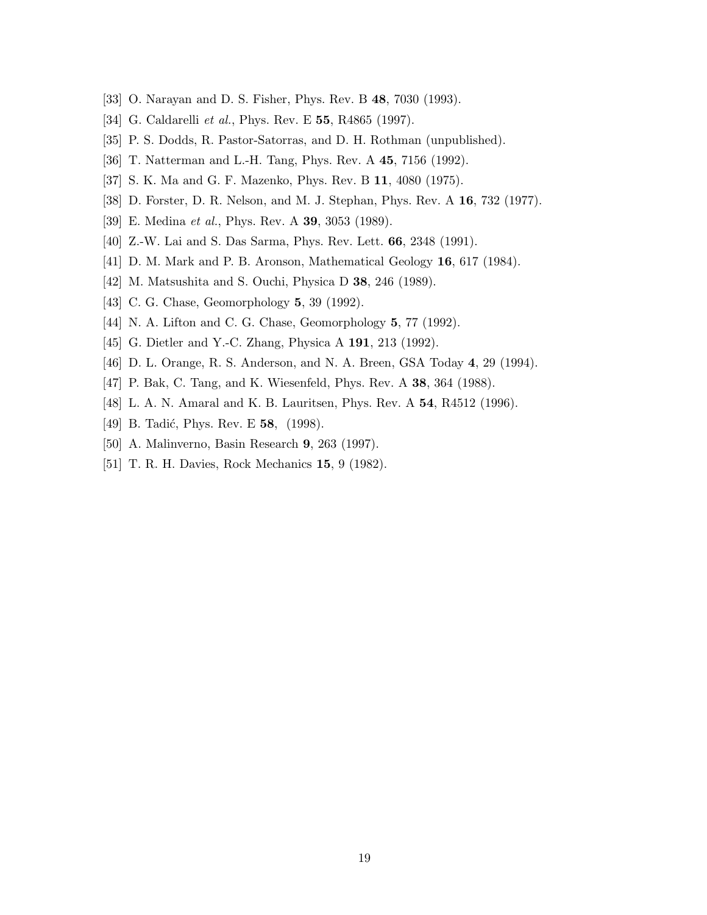[33] O. Narayan and D. S. Fisher, Phys. Rev. B **48**, 7030 (1993).

[34] G. Caldarelli *et al.*, Phys. Rev. E **55**, R4865 (1997).

[35] P. S. Dodds, R. Pastor-Satorras, and D. H. Rothman (unpublished).

[36] T. Natterman and L.-H. Tang, Phys. Rev. A **45**, 7156 (1992).

[37] S. K. Ma and G. F. Mazenko, Phys. Rev. B **11**, 4080 (1975).

[38] D. Forster, D. R. Nelson, and M. J. Stephan, Phys. Rev. A **16**, 732 (1977).

[39] E. Medina *et al.*, Phys. Rev. A **39**, 3053 (1989).

[40] Z.-W. Lai and S. Das Sarma, Phys. Rev. Lett. **66**, 2348 (1991).

[41] D. M. Mark and P. B. Aronson, Mathematical Geology **16**, 617 (1984).

[42] M. Matsushita and S. Ouchi, Physica D **38**, 246 (1989).

[43] C. G. Chase, Geomorphology **5**, 39 (1992).

[44] N. A. Lifton and C. G. Chase, Geomorphology **5**, 77 (1992).

[45] G. Dietler and Y.-C. Zhang, Physica A **191**, 213 (1992).

[46] D. L. Orange, R. S. Anderson, and N. A. Breen, GSA Today **4**, 29 (1994).

[47] P. Bak, C. Tang, and K. Wiesenfeld, Phys. Rev. A **38**, 364 (1988).

[48] L. A. N. Amaral and K. B. Lauritsen, Phys. Rev. A **54**, R4512 (1996).

[49] B. Tadić, Phys. Rev. E **58**, (1998).

[50] A. Malinverno, Basin Research **9**, 263 (1997).

[51] T. R. H. Davies, Rock Mechanics **15**, 9 (1982).